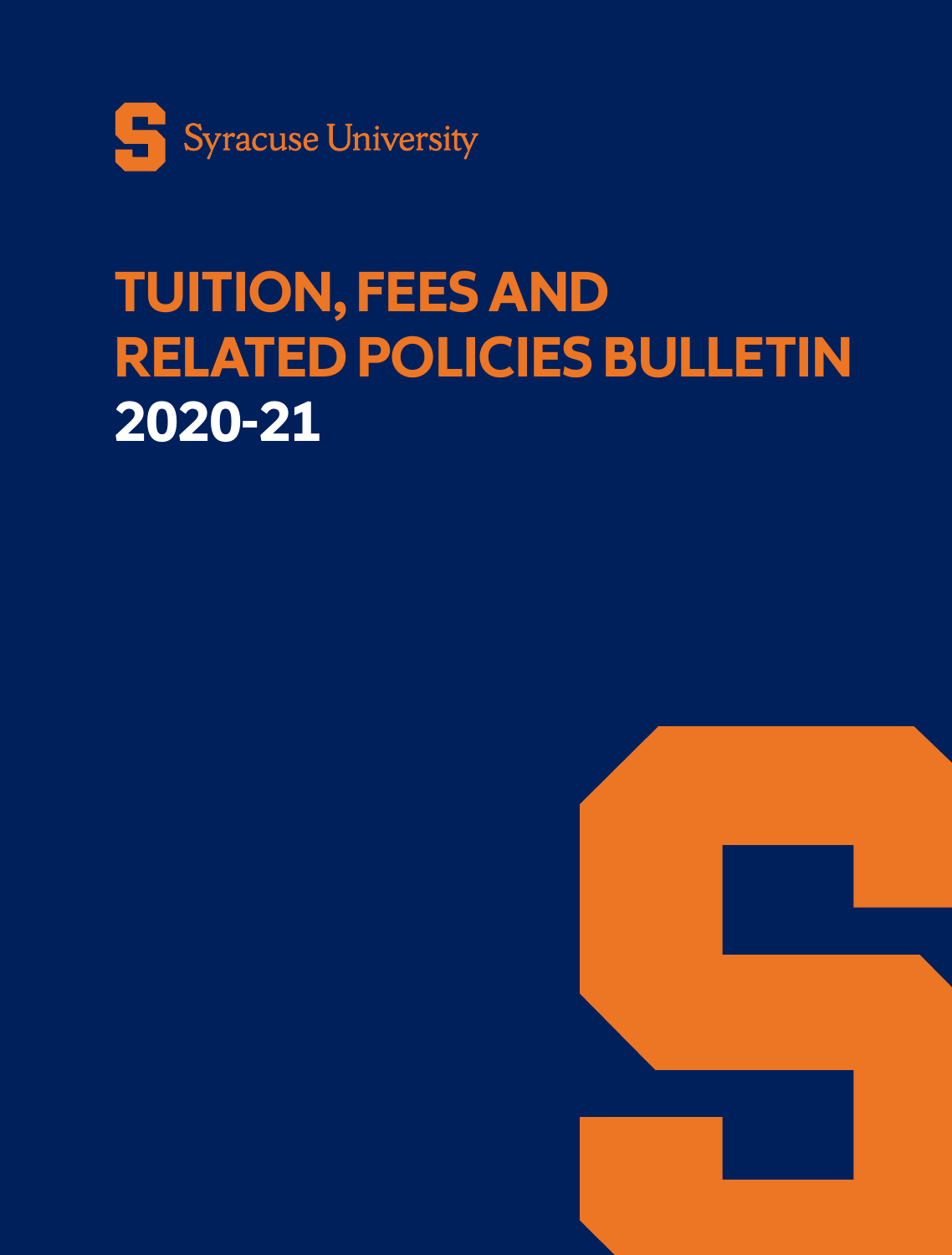Syracuse University

# TUITION, FEES AND RELATED POLICIES BULLETIN 2020-21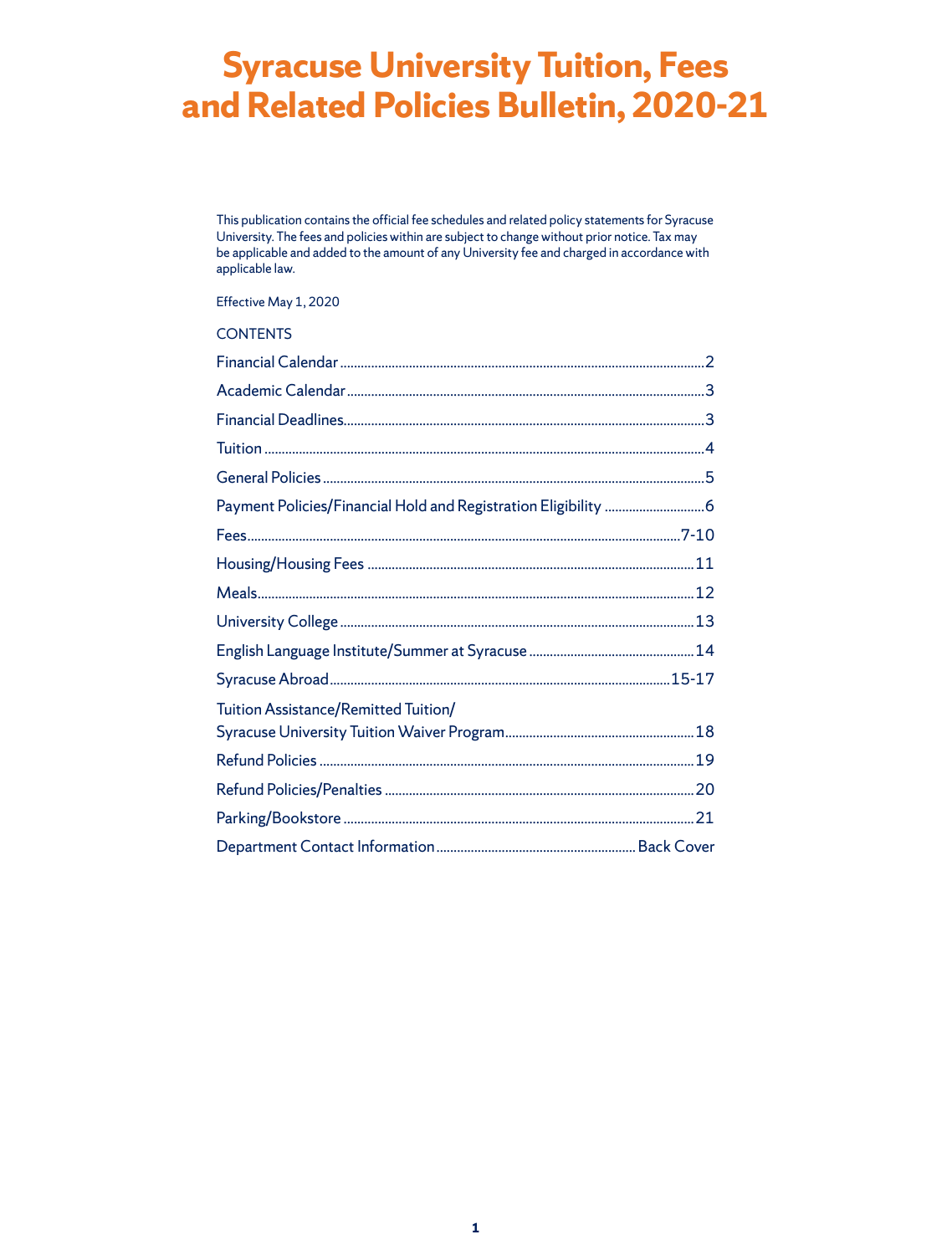# Syracuse University Tuition, Fees and Related Policies Bulletin, 2020-21

This publication contains the official fee schedules and related policy statements for Syracuse University. The fees and policies within are subject to change without prior notice. Tax may be applicable and added to the amount of any University fee and charged in accordance with applicable law.

Effective May 1, 2020

CONTENTS

| Section | Page |
|---|---|
| Financial Calendar | 2 |
| Academic Calendar | 3 |
| Financial Deadlines | 3 |
| Tuition | 4 |
| General Policies | 5 |
| Payment Policies/Financial Hold and Registration Eligibility | 6 |
| Fees | 7-10 |
| Housing/Housing Fees | 11 |
| Meals | 12 |
| University College | 13 |
| English Language Institute/Summer at Syracuse | 14 |
| Syracuse Abroad | 15-17 |
| Tuition Assistance/Remitted Tuition/Syracuse University Tuition Waiver Program | 18 |
| Refund Policies | 19 |
| Refund Policies/Penalties | 20 |
| Parking/Bookstore | 21 |
| Department Contact Information | Back Cover |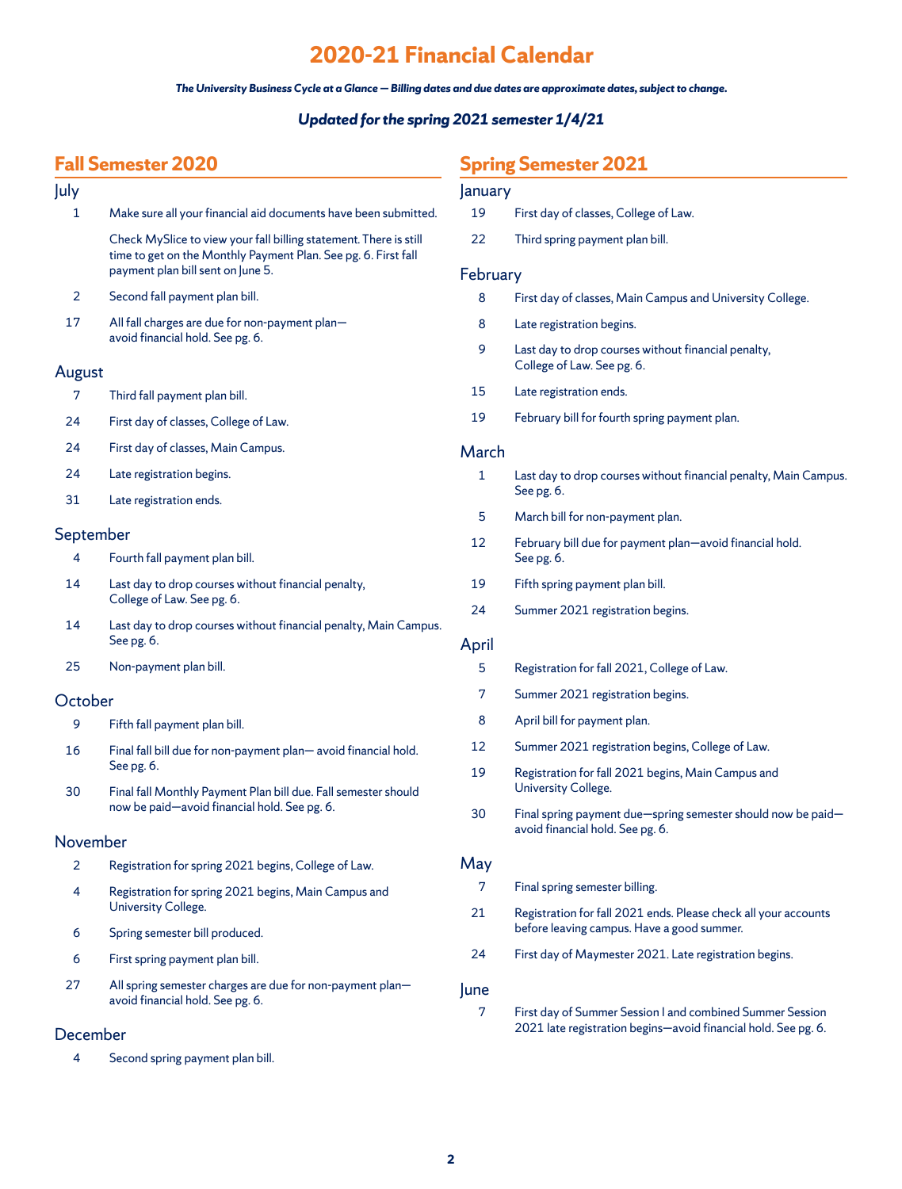# 2020-21 Financial Calendar

***The University Business Cycle at a Glance — Billing dates and due dates are approximate dates, subject to change.***

***Updated for the spring 2021 semester 1/4/21***

## Fall Semester 2020

### July

- **1** Make sure all your financial aid documents have been submitted.

  Check MySlice to view your fall billing statement. There is still time to get on the Monthly Payment Plan. See pg. 6. First fall payment plan bill sent on June 5.
- **2** Second fall payment plan bill.
- **17** All fall charges are due for non-payment plan—avoid financial hold. See pg. 6.

### August

- **7** Third fall payment plan bill.
- **24** First day of classes, College of Law.
- **24** First day of classes, Main Campus.
- **24** Late registration begins.
- **31** Late registration ends.

### September

- **4** Fourth fall payment plan bill.
- **14** Last day to drop courses without financial penalty, College of Law. See pg. 6.
- **14** Last day to drop courses without financial penalty, Main Campus. See pg. 6.
- **25** Non-payment plan bill.

### October

- **9** Fifth fall payment plan bill.
- **16** Final fall bill due for non-payment plan— avoid financial hold. See pg. 6.
- **30** Final fall Monthly Payment Plan bill due. Fall semester should now be paid—avoid financial hold. See pg. 6.

### November

- **2** Registration for spring 2021 begins, College of Law.
- **4** Registration for spring 2021 begins, Main Campus and University College.
- **6** Spring semester bill produced.
- **6** First spring payment plan bill.
- **27** All spring semester charges are due for non-payment plan—avoid financial hold. See pg. 6.

### December

- **4** Second spring payment plan bill.

## Spring Semester 2021

### January

- **19** First day of classes, College of Law.
- **22** Third spring payment plan bill.

### February

- **8** First day of classes, Main Campus and University College.
- **8** Late registration begins.
- **9** Last day to drop courses without financial penalty, College of Law. See pg. 6.
- **15** Late registration ends.
- **19** February bill for fourth spring payment plan.

### March

- **1** Last day to drop courses without financial penalty, Main Campus. See pg. 6.
- **5** March bill for non-payment plan.
- **12** February bill due for payment plan—avoid financial hold. See pg. 6.
- **19** Fifth spring payment plan bill.
- **24** Summer 2021 registration begins.

### April

- **5** Registration for fall 2021, College of Law.
- **7** Summer 2021 registration begins.
- **8** April bill for payment plan.
- **12** Summer 2021 registration begins, College of Law.
- **19** Registration for fall 2021 begins, Main Campus and University College.
- **30** Final spring payment due—spring semester should now be paid—avoid financial hold. See pg. 6.

### May

- **7** Final spring semester billing.
- **21** Registration for fall 2021 ends. Please check all your accounts before leaving campus. Have a good summer.
- **24** First day of Maymester 2021. Late registration begins.

### June

- **7** First day of Summer Session I and combined Summer Session 2021 late registration begins—avoid financial hold. See pg. 6.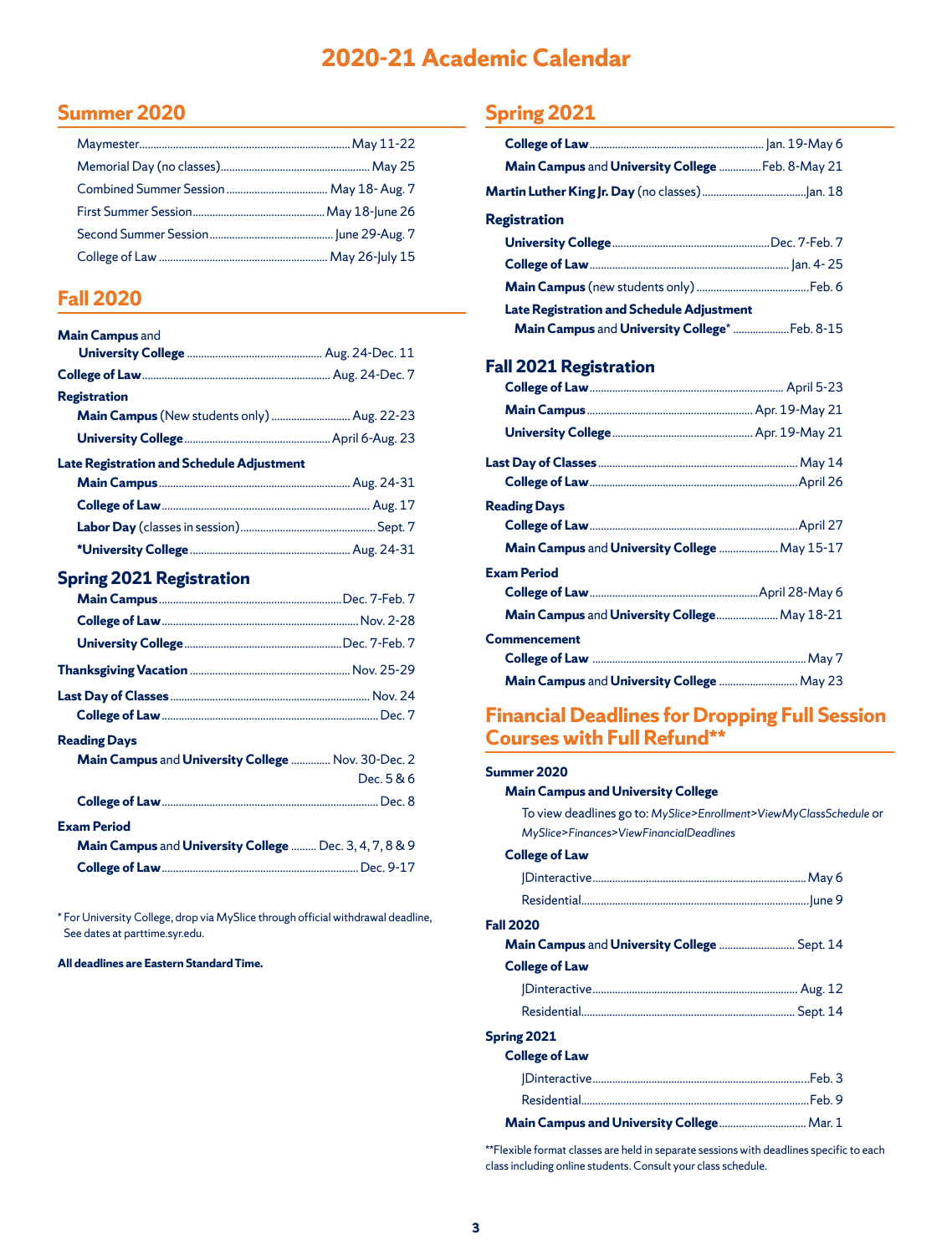# 2020-21 Academic Calendar

## Summer 2020

- Maymester........ May 11-22
- Memorial Day (no classes)........ May 25
- Combined Summer Session........ May 18- Aug. 7
- First Summer Session........ May 18-June 26
- Second Summer Session........ June 29-Aug. 7
- College of Law........ May 26-July 15

## Fall 2020

**Main Campus** and **University College**........ Aug. 24-Dec. 11

**College of Law**........ Aug. 24-Dec. 7

**Registration**

- **Main Campus** (New students only)........ Aug. 22-23
- **University College**........ April 6-Aug. 23

**Late Registration and Schedule Adjustment**

- **Main Campus**........ Aug. 24-31
- **College of Law**........ Aug. 17
- **Labor Day** (classes in session)........ Sept. 7
- ***University College**........ Aug. 24-31

### Spring 2021 Registration

- **Main Campus**........ Dec. 7-Feb. 7
- **College of Law**........ Nov. 2-28
- **University College**........ Dec. 7-Feb. 7

**Thanksgiving Vacation**........ Nov. 25-29

**Last Day of Classes**........ Nov. 24

- **College of Law**........ Dec. 7

**Reading Days**

- **Main Campus** and **University College**........ Nov. 30-Dec. 2, Dec. 5 & 6
- **College of Law**........ Dec. 8

**Exam Period**

- **Main Campus** and **University College**........ Dec. 3, 4, 7, 8 & 9
- **College of Law**........ Dec. 9-17

\* For University College, drop via MySlice through official withdrawal deadline, See dates at parttime.syr.edu.

**All deadlines are Eastern Standard Time.**

## Spring 2021

- **College of Law**........ Jan. 19-May 6
- **Main Campus** and **University College**........ Feb. 8-May 21

**Martin Luther King Jr. Day** (no classes)........ Jan. 18

**Registration**

- **University College**........ Dec. 7-Feb. 7
- **College of Law**........ Jan. 4- 25
- **Main Campus** (new students only)........ Feb. 6

**Late Registration and Schedule Adjustment**

- **Main Campus** and **University College***........ Feb. 8-15

### Fall 2021 Registration

- **College of Law**........ April 5-23
- **Main Campus**........ Apr. 19-May 21
- **University College**........ Apr. 19-May 21

**Last Day of Classes**........ May 14

- **College of Law**........ April 26

**Reading Days**

- **College of Law**........ April 27
- **Main Campus** and **University College**........ May 15-17

**Exam Period**

- **College of Law**........ April 28-May 6
- **Main Campus** and **University College**........ May 18-21

**Commencement**

- **College of Law**........ May 7
- **Main Campus** and **University College**........ May 23

## Financial Deadlines for Dropping Full Session Courses with Full Refund**

**Summer 2020**

**Main Campus and University College**

To view deadlines go to: *MySlice>Enrollment>ViewMyClassSchedule* or *MySlice>Finances>ViewFinancialDeadlines*

**College of Law**

- JDinteractive........ May 6
- Residential........ June 9

**Fall 2020**

**Main Campus** and **University College**........ Sept. 14

**College of Law**

- JDinteractive........ Aug. 12
- Residential........ Sept. 14

**Spring 2021**

**College of Law**

- JDinteractive........ Feb. 3
- Residential........ Feb. 9

**Main Campus and University College**........ Mar. 1

**Flexible format classes are held in separate sessions with deadlines specific to each class including online students. Consult your class schedule.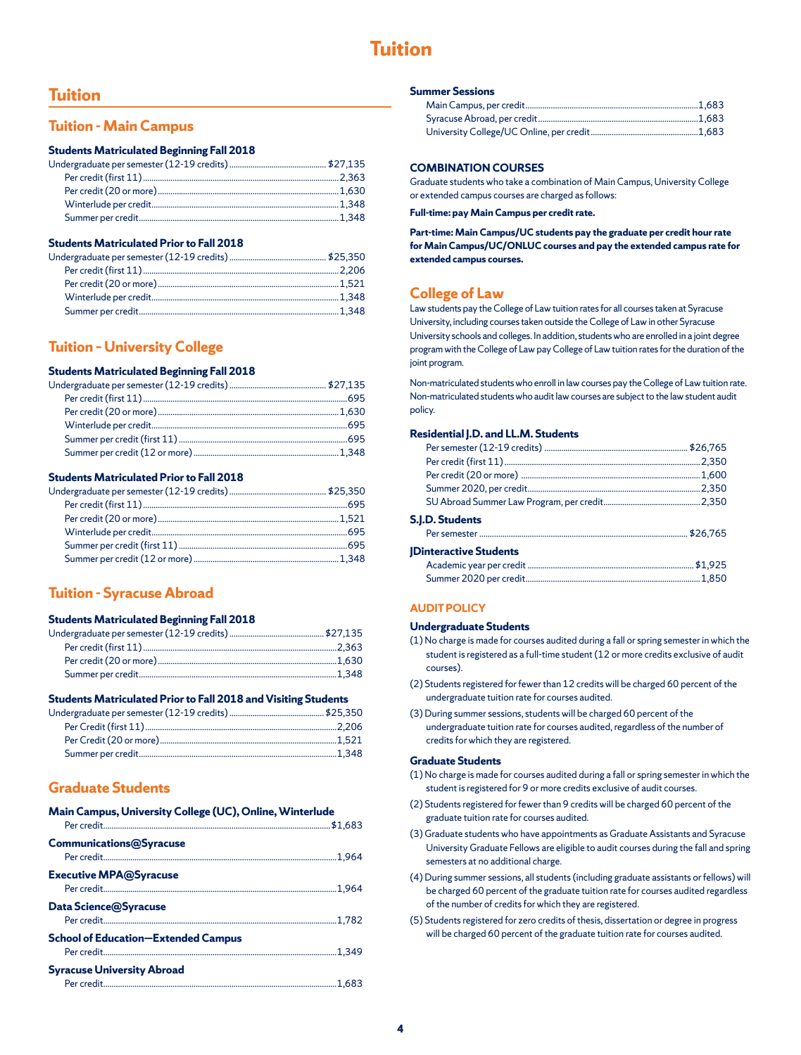# Tuition

## Tuition

### Tuition - Main Campus

#### Students Matriculated Beginning Fall 2018

| | |
|---|---|
| Undergraduate per semester (12-19 credits) | $27,135 |
| Per credit (first 11) | 2,363 |
| Per credit (20 or more) | 1,630 |
| Winterlude per credit | 1,348 |
| Summer per credit | 1,348 |

#### Students Matriculated Prior to Fall 2018

| | |
|---|---|
| Undergraduate per semester (12-19 credits) | $25,350 |
| Per credit (first 11) | 2,206 |
| Per credit (20 or more) | 1,521 |
| Winterlude per credit | 1,348 |
| Summer per credit | 1,348 |

### Tuition - University College

#### Students Matriculated Beginning Fall 2018

| | |
|---|---|
| Undergraduate per semester (12-19 credits) | $27,135 |
| Per credit (first 11) | 695 |
| Per credit (20 or more) | 1,630 |
| Winterlude per credit | 695 |
| Summer per credit (first 11) | 695 |
| Summer per credit (12 or more) | 1,348 |

#### Students Matriculated Prior to Fall 2018

| | |
|---|---|
| Undergraduate per semester (12-19 credits) | $25,350 |
| Per credit (first 11) | 695 |
| Per credit (20 or more) | 1,521 |
| Winterlude per credit | 695 |
| Summer per credit (first 11) | 695 |
| Summer per credit (12 or more) | 1,348 |

### Tuition - Syracuse Abroad

#### Students Matriculated Beginning Fall 2018

| | |
|---|---|
| Undergraduate per semester (12-19 credits) | $27,135 |
| Per credit (first 11) | 2,363 |
| Per credit (20 or more) | 1,630 |
| Summer per credit | 1,348 |

#### Students Matriculated Prior to Fall 2018 and Visiting Students

| | |
|---|---|
| Undergraduate per semester (12-19 credits) | $25,350 |
| Per Credit (first 11) | 2,206 |
| Per Credit (20 or more) | 1,521 |
| Summer per credit | 1,348 |

### Graduate Students

#### Main Campus, University College (UC), Online, Winterlude

| | |
|---|---|
| Per credit | $1,683 |

#### Communications@Syracuse

| | |
|---|---|
| Per credit | 1,964 |

#### Executive MPA@Syracuse

| | |
|---|---|
| Per credit | 1,964 |

#### Data Science@Syracuse

| | |
|---|---|
| Per credit | 1,782 |

#### School of Education—Extended Campus

| | |
|---|---|
| Per credit | 1,349 |

#### Syracuse University Abroad

| | |
|---|---|
| Per credit | 1,683 |

#### Summer Sessions

| | |
|---|---|
| Main Campus, per credit | 1,683 |
| Syracuse Abroad, per credit | 1,683 |
| University College/UC Online, per credit | 1,683 |

#### COMBINATION COURSES

Graduate students who take a combination of Main Campus, University College or extended campus courses are charged as follows:

**Full-time: pay Main Campus per credit rate.**

**Part-time: Main Campus/UC students pay the graduate per credit hour rate for Main Campus/UC/ONLUC courses and pay the extended campus rate for extended campus courses.**

### College of Law

Law students pay the College of Law tuition rates for all courses taken at Syracuse University, including courses taken outside the College of Law in other Syracuse University schools and colleges. In addition, students who are enrolled in a joint degree program with the College of Law pay College of Law tuition rates for the duration of the joint program.

Non-matriculated students who enroll in law courses pay the College of Law tuition rate. Non-matriculated students who audit law courses are subject to the law student audit policy.

#### Residential J.D. and LL.M. Students

| | |
|---|---|
| Per semester (12-19 credits) | $26,765 |
| Per credit (first 11) | 2,350 |
| Per credit (20 or more) | 1,600 |
| Summer 2020, per credit | 2,350 |
| SU Abroad Summer Law Program, per credit | 2,350 |

#### S.J.D. Students

| | |
|---|---|
| Per semester | $26,765 |

#### JDinteractive Students

| | |
|---|---|
| Academic year per credit | $1,925 |
| Summer 2020 per credit | 1,850 |

#### AUDIT POLICY

#### Undergraduate Students

(1) No charge is made for courses audited during a fall or spring semester in which the student is registered as a full-time student (12 or more credits exclusive of audit courses).

(2) Students registered for fewer than 12 credits will be charged 60 percent of the undergraduate tuition rate for courses audited.

(3) During summer sessions, students will be charged 60 percent of the undergraduate tuition rate for courses audited, regardless of the number of credits for which they are registered.

#### Graduate Students

(1) No charge is made for courses audited during a fall or spring semester in which the student is registered for 9 or more credits exclusive of audit courses.

(2) Students registered for fewer than 9 credits will be charged 60 percent of the graduate tuition rate for courses audited.

(3) Graduate students who have appointments as Graduate Assistants and Syracuse University Graduate Fellows are eligible to audit courses during the fall and spring semesters at no additional charge.

(4) During summer sessions, all students (including graduate assistants or fellows) will be charged 60 percent of the graduate tuition rate for courses audited regardless of the number of credits for which they are registered.

(5) Students registered for zero credits of thesis, dissertation or degree in progress will be charged 60 percent of the graduate tuition rate for courses audited.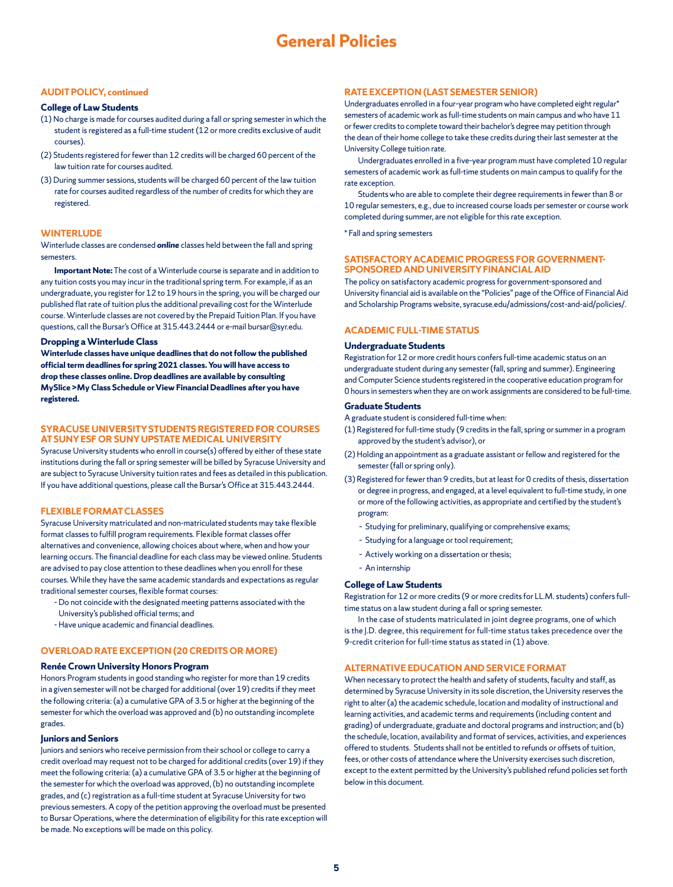# General Policies

## AUDIT POLICY, continued

### College of Law Students

(1) No charge is made for courses audited during a fall or spring semester in which the student is registered as a full-time student (12 or more credits exclusive of audit courses).

(2) Students registered for fewer than 12 credits will be charged 60 percent of the law tuition rate for courses audited.

(3) During summer sessions, students will be charged 60 percent of the law tuition rate for courses audited regardless of the number of credits for which they are registered.

## WINTERLUDE

Winterlude classes are condensed ***online*** classes held between the fall and spring semesters.

**Important Note:** The cost of a Winterlude course is separate and in addition to any tuition costs you may incur in the traditional spring term. For example, if as an undergraduate, you register for 12 to 19 hours in the spring, you will be charged our published flat rate of tuition plus the additional prevailing cost for the Winterlude course. Winterlude classes are not covered by the Prepaid Tuition Plan. If you have questions, call the Bursar's Office at 315.443.2444 or e-mail bursar@syr.edu.

### Dropping a Winterlude Class

**Winterlude classes have unique deadlines that do not follow the published official term deadlines for spring 2021 classes. You will have access to drop these classes online. Drop deadlines are available by consulting MySlice >My Class Schedule or View Financial Deadlines after you have registered.**

## SYRACUSE UNIVERSITY STUDENTS REGISTERED FOR COURSES AT SUNY ESF OR SUNY UPSTATE MEDICAL UNIVERSITY

Syracuse University students who enroll in course(s) offered by either of these state institutions during the fall or spring semester will be billed by Syracuse University and are subject to Syracuse University tuition rates and fees as detailed in this publication. If you have additional questions, please call the Bursar's Office at 315.443.2444.

## FLEXIBLE FORMAT CLASSES

Syracuse University matriculated and non-matriculated students may take flexible format classes to fulfill program requirements. Flexible format classes offer alternatives and convenience, allowing choices about where, when and how your learning occurs. The financial deadline for each class may be viewed online. Students are advised to pay close attention to these deadlines when you enroll for these courses. While they have the same academic standards and expectations as regular traditional semester courses, flexible format courses:

- Do not coincide with the designated meeting patterns associated with the University's published official terms; and
- Have unique academic and financial deadlines.

## OVERLOAD RATE EXCEPTION (20 CREDITS OR MORE)

### Renée Crown University Honors Program

Honors Program students in good standing who register for more than 19 credits in a given semester will not be charged for additional (over 19) credits if they meet the following criteria: (a) a cumulative GPA of 3.5 or higher at the beginning of the semester for which the overload was approved and (b) no outstanding incomplete grades.

### Juniors and Seniors

Juniors and seniors who receive permission from their school or college to carry a credit overload may request not to be charged for additional credits (over 19) if they meet the following criteria: (a) a cumulative GPA of 3.5 or higher at the beginning of the semester for which the overload was approved, (b) no outstanding incomplete grades, and (c) registration as a full-time student at Syracuse University for two previous semesters. A copy of the petition approving the overload must be presented to Bursar Operations, where the determination of eligibility for this rate exception will be made. No exceptions will be made on this policy.

## RATE EXCEPTION (LAST SEMESTER SENIOR)

Undergraduates enrolled in a four-year program who have completed eight regular* semesters of academic work as full-time students on main campus and who have 11 or fewer credits to complete toward their bachelor's degree may petition through the dean of their home college to take these credits during their last semester at the University College tuition rate.

Undergraduates enrolled in a five-year program must have completed 10 regular semesters of academic work as full-time students on main campus to qualify for the rate exception.

Students who are able to complete their degree requirements in fewer than 8 or 10 regular semesters, e.g., due to increased course loads per semester or course work completed during summer, are not eligible for this rate exception.

\* Fall and spring semesters

## SATISFACTORY ACADEMIC PROGRESS FOR GOVERNMENT-SPONSORED AND UNIVERSITY FINANCIAL AID

The policy on satisfactory academic progress for government-sponsored and University financial aid is available on the "Policies" page of the Office of Financial Aid and Scholarship Programs website, syracuse.edu/admissions/cost-and-aid/policies/.

## ACADEMIC FULL-TIME STATUS

### Undergraduate Students

Registration for 12 or more credit hours confers full-time academic status on an undergraduate student during any semester (fall, spring and summer). Engineering and Computer Science students registered in the cooperative education program for 0 hours in semesters when they are on work assignments are considered to be full-time.

### Graduate Students

A graduate student is considered full-time when:

(1) Registered for full-time study (9 credits in the fall, spring or summer in a program approved by the student's advisor), or

(2) Holding an appointment as a graduate assistant or fellow and registered for the semester (fall or spring only).

(3) Registered for fewer than 9 credits, but at least for 0 credits of thesis, dissertation or degree in progress, and engaged, at a level equivalent to full-time study, in one or more of the following activities, as appropriate and certified by the student's program:

- Studying for preliminary, qualifying or comprehensive exams;
- Studying for a language or tool requirement;
- Actively working on a dissertation or thesis;
- An internship

### College of Law Students

Registration for 12 or more credits (9 or more credits for LL.M. students) confers full-time status on a law student during a fall or spring semester.

In the case of students matriculated in joint degree programs, one of which is the J.D. degree, this requirement for full-time status takes precedence over the 9-credit criterion for full-time status as stated in (1) above.

## ALTERNATIVE EDUCATION AND SERVICE FORMAT

When necessary to protect the health and safety of students, faculty and staff, as determined by Syracuse University in its sole discretion, the University reserves the right to alter (a) the academic schedule, location and modality of instructional and learning activities, and academic terms and requirements (including content and grading) of undergraduate, graduate and doctoral programs and instruction; and (b) the schedule, location, availability and format of services, activities, and experiences offered to students. Students shall not be entitled to refunds or offsets of tuition, fees, or other costs of attendance where the University exercises such discretion, except to the extent permitted by the University's published refund policies set forth below in this document.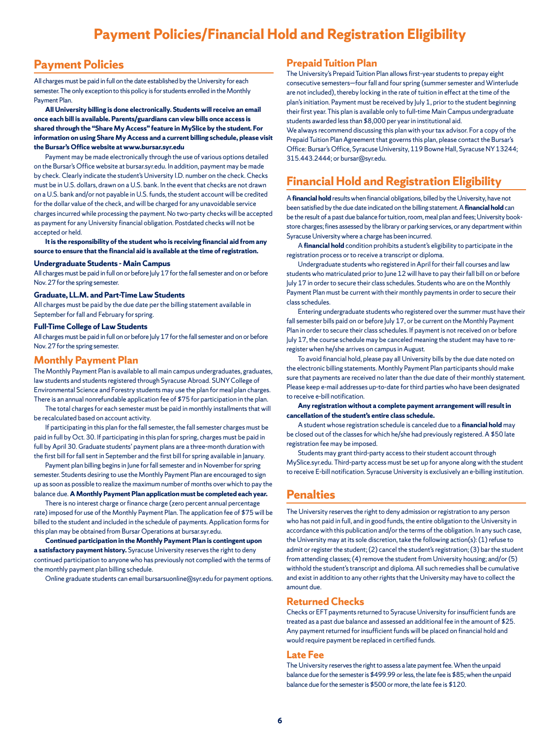# Payment Policies/Financial Hold and Registration Eligibility

## Payment Policies

All charges must be paid in full on the date established by the University for each semester. The only exception to this policy is for students enrolled in the Monthly Payment Plan.

**All University billing is done electronically. Students will receive an email once each bill is available. Parents/guardians can view bills once access is shared through the "Share My Access" feature in MySlice by the student. For information on using Share My Access and a current billing schedule, please visit the Bursar's Office website at www.bursar.syr.edu**

Payment may be made electronically through the use of various options detailed on the Bursar's Office website at bursar.syr.edu. In addition, payment may be made by check. Clearly indicate the student's University I.D. number on the check. Checks must be in U.S. dollars, drawn on a U.S. bank. In the event that checks are not drawn on a U.S. bank and/or not payable in U.S. funds, the student account will be credited for the dollar value of the check, and will be charged for any unavoidable service charges incurred while processing the payment. No two-party checks will be accepted as payment for any University financial obligation. Postdated checks will not be accepted or held.

**It is the responsibility of the student who is receiving financial aid from any source to ensure that the financial aid is available at the time of registration.**

### Undergraduate Students - Main Campus

All charges must be paid in full on or before July 17 for the fall semester and on or before Nov. 27 for the spring semester.

### Graduate, LL.M. and Part-Time Law Students

All charges must be paid by the due date per the billing statement available in September for fall and February for spring.

### Full-Time College of Law Students

All charges must be paid in full on or before July 17 for the fall semester and on or before Nov. 27 for the spring semester.

## Monthly Payment Plan

The Monthly Payment Plan is available to all main campus undergraduates, graduates, law students and students registered through Syracuse Abroad. SUNY College of Environmental Science and Forestry students may use the plan for meal plan charges. There is an annual nonrefundable application fee of $75 for participation in the plan.

The total charges for each semester must be paid in monthly installments that will be recalculated based on account activity.

If participating in this plan for the fall semester, the fall semester charges must be paid in full by Oct. 30. If participating in this plan for spring, charges must be paid in full by April 30. Graduate students' payment plans are a three-month duration with the first bill for fall sent in September and the first bill for spring available in January.

Payment plan billing begins in June for fall semester and in November for spring semester. Students desiring to use the Monthly Payment Plan are encouraged to sign up as soon as possible to realize the maximum number of months over which to pay the balance due. **A Monthly Payment Plan application must be completed each year.**

There is no interest charge or finance charge (zero percent annual percentage rate) imposed for use of the Monthly Payment Plan. The application fee of $75 will be billed to the student and included in the schedule of payments. Application forms for this plan may be obtained from Bursar Operations at bursar.syr.edu.

**Continued participation in the Monthly Payment Plan is contingent upon a satisfactory payment history.** Syracuse University reserves the right to deny continued participation to anyone who has previously not complied with the terms of the monthly payment plan billing schedule.

Online graduate students can email bursarsuonline@syr.edu for payment options.

## Prepaid Tuition Plan

The University's Prepaid Tuition Plan allows first-year students to prepay eight consecutive semesters—four fall and four spring (summer semester and Winterlude are not included), thereby locking in the rate of tuition in effect at the time of the plan's initiation. Payment must be received by July 1, prior to the student beginning their first year. This plan is available only to full-time Main Campus undergraduate students awarded less than $8,000 per year in institutional aid.

We always recommend discussing this plan with your tax advisor. For a copy of the Prepaid Tuition Plan Agreement that governs this plan, please contact the Bursar's Office: Bursar's Office, Syracuse University, 119 Bowne Hall, Syracuse NY 13244; 315.443.2444; or bursar@syr.edu.

## Financial Hold and Registration Eligibility

A **financial hold** results when financial obligations, billed by the University, have not been satisfied by the due date indicated on the billing statement. A **financial hold** can be the result of a past due balance for tuition, room, meal plan and fees; University bookstore charges; fines assessed by the library or parking services, or any department within Syracuse University where a charge has been incurred.

A **financial hold** condition prohibits a student's eligibility to participate in the registration process or to receive a transcript or diploma.

Undergraduate students who registered in April for their fall courses and law students who matriculated prior to June 12 will have to pay their fall bill on or before July 17 in order to secure their class schedules. Students who are on the Monthly Payment Plan must be current with their monthly payments in order to secure their class schedules.

Entering undergraduate students who registered over the summer must have their fall semester bills paid on or before July 17, or be current on the Monthly Payment Plan in order to secure their class schedules. If payment is not received on or before July 17, the course schedule may be canceled meaning the student may have to re-register when he/she arrives on campus in August.

To avoid financial hold, please pay all University bills by the due date noted on the electronic billing statements. Monthly Payment Plan participants should make sure that payments are received no later than the due date of their monthly statement. Please keep e-mail addresses up-to-date for third parties who have been designated to receive e-bill notification.

**Any registration without a complete payment arrangement will result in cancellation of the student's entire class schedule.**

A student whose registration schedule is canceled due to a **financial hold** may be closed out of the classes for which he/she had previously registered. A $50 late registration fee may be imposed.

Students may grant third-party access to their student account through MySlice.syr.edu. Third-party access must be set up for anyone along with the student to receive E-bill notification. Syracuse University is exclusively an e-billing institution.

## Penalties

The University reserves the right to deny admission or registration to any person who has not paid in full, and in good funds, the entire obligation to the University in accordance with this publication and/or the terms of the obligation. In any such case, the University may at its sole discretion, take the following action(s): (1) refuse to admit or register the student; (2) cancel the student's registration; (3) bar the student from attending classes; (4) remove the student from University housing; and/or (5) withhold the student's transcript and diploma. All such remedies shall be cumulative and exist in addition to any other rights that the University may have to collect the amount due.

### Returned Checks

Checks or EFT payments returned to Syracuse University for insufficient funds are treated as a past due balance and assessed an additional fee in the amount of $25. Any payment returned for insufficient funds will be placed on financial hold and would require payment be replaced in certified funds.

### Late Fee

The University reserves the right to assess a late payment fee. When the unpaid balance due for the semester is $499.99 or less, the late fee is $85; when the unpaid balance due for the semester is $500 or more, the late fee is $120.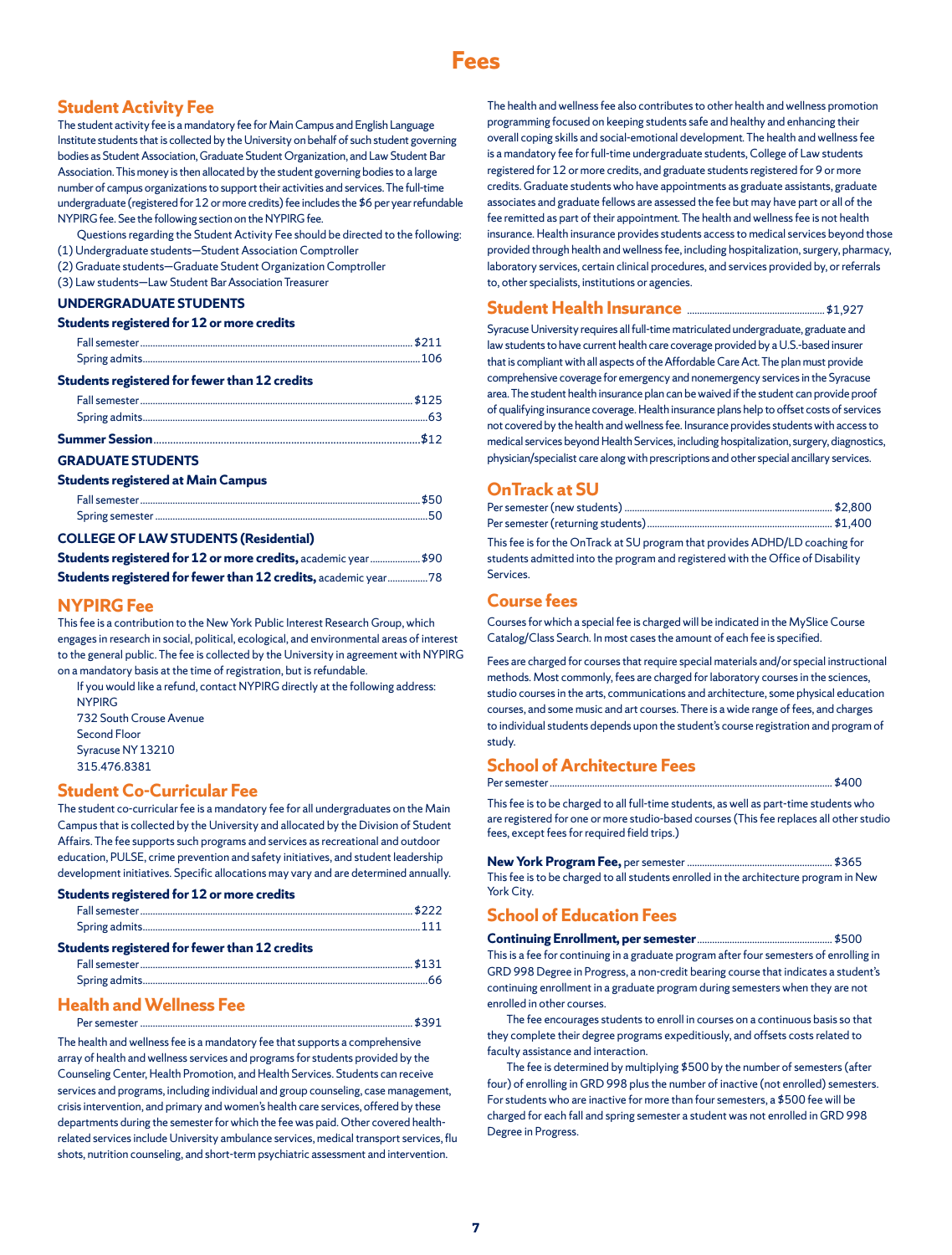# Fees

## Student Activity Fee

The student activity fee is a mandatory fee for Main Campus and English Language Institute students that is collected by the University on behalf of such student governing bodies as Student Association, Graduate Student Organization, and Law Student Bar Association. This money is then allocated by the student governing bodies to a large number of campus organizations to support their activities and services. The full-time undergraduate (registered for 12 or more credits) fee includes the $6 per year refundable NYPIRG fee. See the following section on the NYPIRG fee.

Questions regarding the Student Activity Fee should be directed to the following:

(1) Undergraduate students—Student Association Comptroller
(2) Graduate students—Graduate Student Organization Comptroller
(3) Law students—Law Student Bar Association Treasurer

### UNDERGRADUATE STUDENTS

**Students registered for 12 or more credits**

| | |
|---|---|
| Fall semester | $211 |
| Spring admits | 106 |

**Students registered for fewer than 12 credits**

| | |
|---|---|
| Fall semester | $125 |
| Spring admits | 63 |

**Summer Session** ... $12

### GRADUATE STUDENTS

**Students registered at Main Campus**

| | |
|---|---|
| Fall semester | $50 |
| Spring semester | 50 |

### COLLEGE OF LAW STUDENTS (Residential)

| | |
|---|---|
| **Students registered for 12 or more credits,** academic year | $90 |
| **Students registered for fewer than 12 credits,** academic year | 78 |

## NYPIRG Fee

This fee is a contribution to the New York Public Interest Research Group, which engages in research in social, political, ecological, and environmental areas of interest to the general public. The fee is collected by the University in agreement with NYPIRG on a mandatory basis at the time of registration, but is refundable.

If you would like a refund, contact NYPIRG directly at the following address:

NYPIRG
732 South Crouse Avenue
Second Floor
Syracuse NY 13210
315.476.8381

## Student Co-Curricular Fee

The student co-curricular fee is a mandatory fee for all undergraduates on the Main Campus that is collected by the University and allocated by the Division of Student Affairs. The fee supports such programs and services as recreational and outdoor education, PULSE, crime prevention and safety initiatives, and student leadership development initiatives. Specific allocations may vary and are determined annually.

**Students registered for 12 or more credits**

| | |
|---|---|
| Fall semester | $222 |
| Spring admits | 111 |

**Students registered for fewer than 12 credits**

| | |
|---|---|
| Fall semester | $131 |
| Spring admits | 66 |

## Health and Wellness Fee

Per semester ... $391

The health and wellness fee is a mandatory fee that supports a comprehensive array of health and wellness services and programs for students provided by the Counseling Center, Health Promotion, and Health Services. Students can receive services and programs, including individual and group counseling, case management, crisis intervention, and primary and women's health care services, offered by these departments during the semester for which the fee was paid. Other covered health-related services include University ambulance services, medical transport services, flu shots, nutrition counseling, and short-term psychiatric assessment and intervention.

The health and wellness fee also contributes to other health and wellness promotion programming focused on keeping students safe and healthy and enhancing their overall coping skills and social-emotional development. The health and wellness fee is a mandatory fee for full-time undergraduate students, College of Law students registered for 12 or more credits, and graduate students registered for 9 or more credits. Graduate students who have appointments as graduate assistants, graduate associates and graduate fellows are assessed the fee but may have part or all of the fee remitted as part of their appointment. The health and wellness fee is not health insurance. Health insurance provides students access to medical services beyond those provided through health and wellness fee, including hospitalization, surgery, pharmacy, laboratory services, certain clinical procedures, and services provided by, or referrals to, other specialists, institutions or agencies.

## Student Health Insurance ... $1,927

Syracuse University requires all full-time matriculated undergraduate, graduate and law students to have current health care coverage provided by a U.S.-based insurer that is compliant with all aspects of the Affordable Care Act. The plan must provide comprehensive coverage for emergency and nonemergency services in the Syracuse area. The student health insurance plan can be waived if the student can provide proof of qualifying insurance coverage. Health insurance plans help to offset costs of services not covered by the health and wellness fee. Insurance provides students with access to medical services beyond Health Services, including hospitalization, surgery, diagnostics, physician/specialist care along with prescriptions and other special ancillary services.

## OnTrack at SU

| | |
|---|---|
| Per semester (new students) | $2,800 |
| Per semester (returning students) | $1,400 |

This fee is for the OnTrack at SU program that provides ADHD/LD coaching for students admitted into the program and registered with the Office of Disability Services.

## Course fees

Courses for which a special fee is charged will be indicated in the MySlice Course Catalog/Class Search. In most cases the amount of each fee is specified.

Fees are charged for courses that require special materials and/or special instructional methods. Most commonly, fees are charged for laboratory courses in the sciences, studio courses in the arts, communications and architecture, some physical education courses, and some music and art courses. There is a wide range of fees, and charges to individual students depends upon the student's course registration and program of study.

## School of Architecture Fees

Per semester ... $400

This fee is to be charged to all full-time students, as well as part-time students who are registered for one or more studio-based courses (This fee replaces all other studio fees, except fees for required field trips.)

**New York Program Fee,** per semester ... $365

This fee is to be charged to all students enrolled in the architecture program in New York City.

## School of Education Fees

**Continuing Enrollment, per semester** ... $500

This is a fee for continuing in a graduate program after four semesters of enrolling in GRD 998 Degree in Progress, a non-credit bearing course that indicates a student's continuing enrollment in a graduate program during semesters when they are not enrolled in other courses.

The fee encourages students to enroll in courses on a continuous basis so that they complete their degree programs expeditiously, and offsets costs related to faculty assistance and interaction.

The fee is determined by multiplying $500 by the number of semesters (after four) of enrolling in GRD 998 plus the number of inactive (not enrolled) semesters. For students who are inactive for more than four semesters, a $500 fee will be charged for each fall and spring semester a student was not enrolled in GRD 998 Degree in Progress.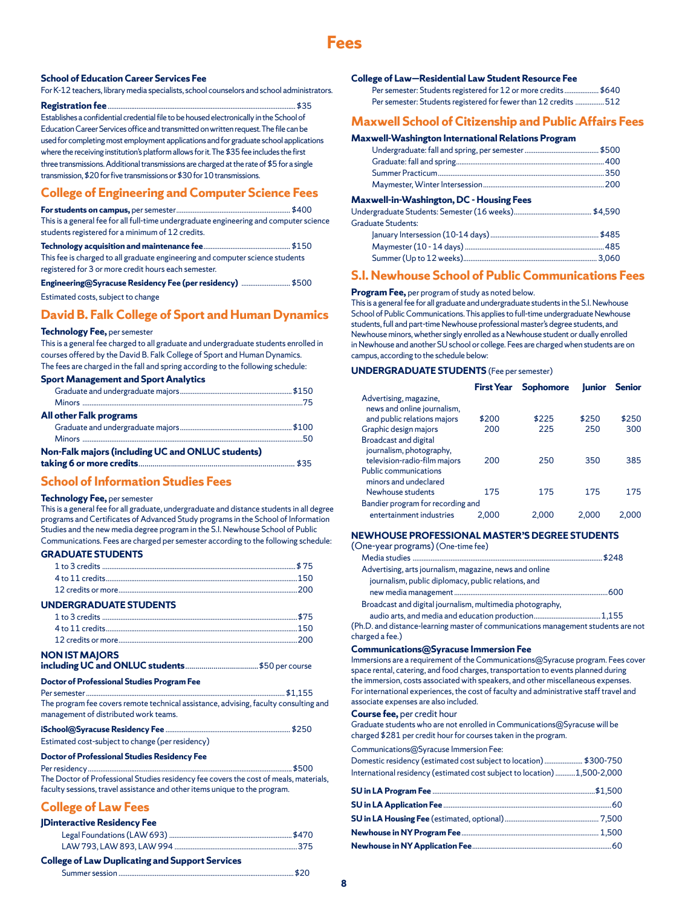# Fees

**School of Education Career Services Fee**

For K-12 teachers, library media specialists, school counselors and school administrators.

**Registration fee** ........ $35

Establishes a confidential credential file to be housed electronically in the School of Education Career Services office and transmitted on written request. The file can be used for completing most employment applications and for graduate school applications where the receiving institution's platform allows for it. The $35 fee includes the first three transmissions. Additional transmissions are charged at the rate of $5 for a single transmission, $20 for five transmissions or $30 for 10 transmissions.

## College of Engineering and Computer Science Fees

**For students on campus,** per semester ........ $400

This is a general fee for all full-time undergraduate engineering and computer science students registered for a minimum of 12 credits.

**Technology acquisition and maintenance fee** ........ $150

This fee is charged to all graduate engineering and computer science students registered for 3 or more credit hours each semester.

**Engineering@Syracuse Residency Fee (per residency)** ........ $500

Estimated costs, subject to change

## David B. Falk College of Sport and Human Dynamics

**Technology Fee,** per semester

This is a general fee charged to all graduate and undergraduate students enrolled in courses offered by the David B. Falk College of Sport and Human Dynamics. The fees are charged in the fall and spring according to the following schedule:

**Sport Management and Sport Analytics**

- Graduate and undergraduate majors ........ $150
- Minors ........ 75

**All other Falk programs**

- Graduate and undergraduate majors ........ $100
- Minors ........ 50

**Non-Falk majors (including UC and ONLUC students) taking 6 or more credits** ........ $35

## School of Information Studies Fees

**Technology Fee,** per semester

This is a general fee for all graduate, undergraduate and distance students in all degree programs and Certificates of Advanced Study programs in the School of Information Studies and the new media degree program in the S.I. Newhouse School of Public Communications. Fees are charged per semester according to the following schedule:

**GRADUATE STUDENTS**

- 1 to 3 credits ........ $ 75
- 4 to 11 credits ........ 150
- 12 credits or more ........ 200

**UNDERGRADUATE STUDENTS**

- 1 to 3 credits ........ $75
- 4 to 11 credits ........ 150
- 12 credits or more ........ 200

**NON IST MAJORS including UC and ONLUC students** ........ $50 per course

**Doctor of Professional Studies Program Fee**

Per semester ........ $1,155

The program fee covers remote technical assistance, advising, faculty consulting and management of distributed work teams.

**iSchool@Syracuse Residency Fee** ........ $250

Estimated cost-subject to change (per residency)

**Doctor of Professional Studies Residency Fee**

Per residency ........ $500

The Doctor of Professional Studies residency fee covers the cost of meals, materials, faculty sessions, travel assistance and other items unique to the program.

## College of Law Fees

**JDinteractive Residency Fee**

- Legal Foundations (LAW 693) ........ $470
- LAW 793, LAW 893, LAW 994 ........ 375

**College of Law Duplicating and Support Services**

- Summer session ........ $20

**College of Law—Residential Law Student Resource Fee**

- Per semester: Students registered for 12 or more credits ........ $640
- Per semester: Students registered for fewer than 12 credits ........ 512

## Maxwell School of Citizenship and Public Affairs Fees

**Maxwell-Washington International Relations Program**

- Undergraduate: fall and spring, per semester ........ $500
- Graduate: fall and spring ........ 400
- Summer Practicum ........ 350
- Maymester, Winter Intersession ........ 200

**Maxwell-in-Washington, DC - Housing Fees**

Undergraduate Students: Semester (16 weeks) ........ $4,590

Graduate Students:

- January Intersession (10-14 days) ........ $485
- Maymester (10 - 14 days) ........ 485
- Summer (Up to 12 weeks) ........ 3,060

## S.I. Newhouse School of Public Communications Fees

**Program Fee,** per program of study as noted below.

This is a general fee for all graduate and undergraduate students in the S.I. Newhouse School of Public Communications. This applies to full-time undergraduate Newhouse students, full and part-time Newhouse professional master's degree students, and Newhouse minors, whether singly enrolled as a Newhouse student or dually enrolled in Newhouse and another SU school or college. Fees are charged when students are on campus, according to the schedule below:

**UNDERGRADUATE STUDENTS** (Fee per semester)

| | First Year | Sophomore | Junior | Senior |
|---|---|---|---|---|
| Advertising, magazine, news and online journalism, and public relations majors | $200 | $225 | $250 | $250 |
| Graphic design majors | 200 | 225 | 250 | 300 |
| Broadcast and digital journalism, photography, television-radio-film majors | 200 | 250 | 350 | 385 |
| Public communications minors and undeclared Newhouse students | 175 | 175 | 175 | 175 |
| Bandier program for recording and entertainment industries | 2,000 | 2,000 | 2,000 | 2,000 |

**NEWHOUSE PROFESSIONAL MASTER'S DEGREE STUDENTS**
(One-year programs) (One-time fee)

- Media studies ........ $248
- Advertising, arts journalism, magazine, news and online journalism, public diplomacy, public relations, and new media management ........ 600
- Broadcast and digital journalism, multimedia photography, audio arts, and media and education production ........ 1,155

(Ph.D. and distance-learning master of communications management students are not charged a fee.)

**Communications@Syracuse Immersion Fee**

Immersions are a requirement of the Communications@Syracuse program. Fees cover space rental, catering, and food charges, transportation to events planned during the immersion, costs associated with speakers, and other miscellaneous expenses. For international experiences, the cost of faculty and administrative staff travel and associate expenses are also included.

**Course fee,** per credit hour

Graduate students who are not enrolled in Communications@Syracuse will be charged $281 per credit hour for courses taken in the program.

Communications@Syracuse Immersion Fee:

- Domestic residency (estimated cost subject to location) ........ $300-750
- International residency (estimated cost subject to location) ........ 1,500-2,000

**SU in LA Program Fee** ........ $1,500

**SU in LA Application Fee** ........ 60

**SU in LA Housing Fee** (estimated, optional) ........ 7,500

**Newhouse in NY Program Fee** ........ 1,500

**Newhouse in NY Application Fee** ........ 60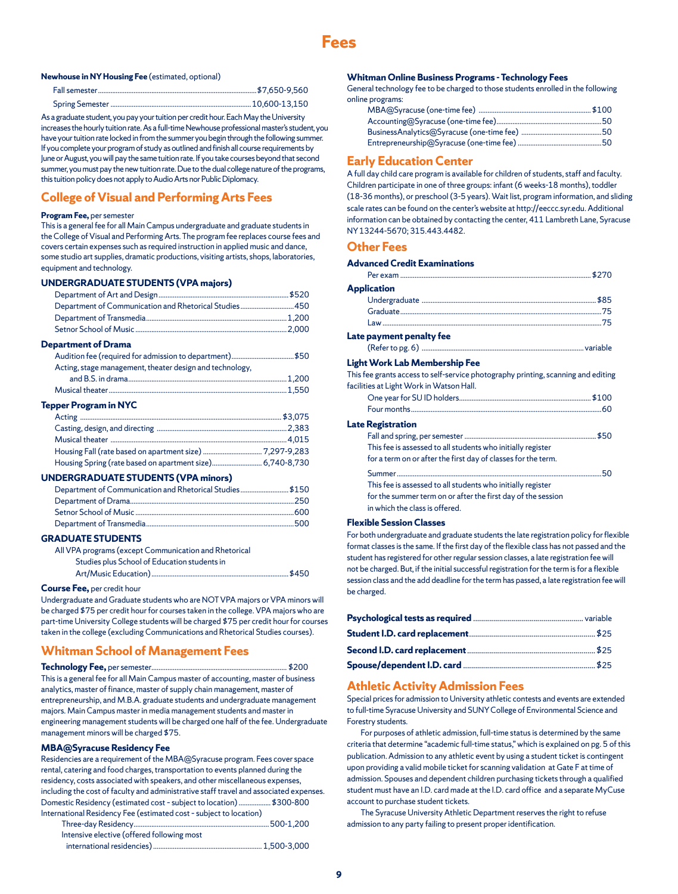# Fees

**Newhouse in NY Housing Fee** (estimated, optional)

| | |
|---|---|
| Fall semester | $7,650-9,560 |
| Spring Semester | 10,600-13,150 |

As a graduate student, you pay your tuition per credit hour. Each May the University increases the hourly tuition rate. As a full-time Newhouse professional master's student, you have your tuition rate locked in from the summer you begin through the following summer. If you complete your program of study as outlined and finish all course requirements by June or August, you will pay the same tuition rate. If you take courses beyond that second summer, you must pay the new tuition rate. Due to the dual college nature of the programs, this tuition policy does not apply to Audio Arts nor Public Diplomacy.

## College of Visual and Performing Arts Fees

**Program Fee,** per semester

This is a general fee for all Main Campus undergraduate and graduate students in the College of Visual and Performing Arts. The program fee replaces course fees and covers certain expenses such as required instruction in applied music and dance, some studio art supplies, dramatic productions, visiting artists, shops, laboratories, equipment and technology.

### UNDERGRADUATE STUDENTS (VPA majors)

| | |
|---|---|
| Department of Art and Design | $520 |
| Department of Communication and Rhetorical Studies | 450 |
| Department of Transmedia | 1,200 |
| Setnor School of Music | 2,000 |

### Department of Drama

| | |
|---|---|
| Audition fee (required for admission to department) | $50 |
| Acting, stage management, theater design and technology, and B.S. in drama | 1,200 |
| Musical theater | 1,550 |

### Tepper Program in NYC

| | |
|---|---|
| Acting | $3,075 |
| Casting, design, and directing | 2,383 |
| Musical theater | 4,015 |
| Housing Fall (rate based on apartment size) | 7,297-9,283 |
| Housing Spring (rate based on apartment size) | 6,740-8,730 |

### UNDERGRADUATE STUDENTS (VPA minors)

| | |
|---|---|
| Department of Communication and Rhetorical Studies | $150 |
| Department of Drama | 250 |
| Setnor School of Music | 600 |
| Department of Transmedia | 500 |

### GRADUATE STUDENTS

| | |
|---|---|
| All VPA programs (except Communication and Rhetorical Studies plus School of Education students in Art/Music Education) | $450 |

**Course Fee,** per credit hour

Undergraduate and Graduate students who are NOT VPA majors or VPA minors will be charged $75 per credit hour for courses taken in the college. VPA majors who are part-time University College students will be charged $75 per credit hour for courses taken in the college (excluding Communications and Rhetorical Studies courses).

## Whitman School of Management Fees

**Technology Fee,** per semester ........ $200

This is a general fee for all Main Campus master of accounting, master of business analytics, master of finance, master of supply chain management, master of entrepreneurship, and M.B.A. graduate students and undergraduate management majors. Main Campus master in media management students and master in engineering management students will be charged one half of the fee. Undergraduate management minors will be charged $75.

### MBA@Syracuse Residency Fee

Residencies are a requirement of the MBA@Syracuse program. Fees cover space rental, catering and food charges, transportation to events planned during the residency, costs associated with speakers, and other miscellaneous expenses, including the cost of faculty and administrative staff travel and associated expenses.

| | |
|---|---|
| Domestic Residency (estimated cost - subject to location) | $300-800 |
| International Residency Fee (estimated cost - subject to location) | |
| Three-day Residency | 500-1,200 |
| Intensive elective (offered following most international residencies) | 1,500-3,000 |

### Whitman Online Business Programs - Technology Fees

General technology fee to be charged to those students enrolled in the following online programs:

| | |
|---|---|
| MBA@Syracuse (one-time fee) | $100 |
| Accounting@Syracuse (one-time fee) | 50 |
| BusinessAnalytics@Syracuse (one-time fee) | 50 |
| Entrepreneurship@Syracuse (one-time fee) | 50 |

## Early Education Center

A full day child care program is available for children of students, staff and faculty. Children participate in one of three groups: infant (6 weeks-18 months), toddler (18-36 months), or preschool (3-5 years). Wait list, program information, and sliding scale rates can be found on the center's website at http://eeccc.syr.edu. Additional information can be obtained by contacting the center, 411 Lambreth Lane, Syracuse NY 13244-5670; 315.443.4482.

## Other Fees

### Advanced Credit Examinations

| | |
|---|---|
| Per exam | $270 |

### Application

| | |
|---|---|
| Undergraduate | $85 |
| Graduate | 75 |
| Law | 75 |

### Late payment penalty fee

| | |
|---|---|
| (Refer to pg. 6) | variable |

### Light Work Lab Membership Fee

This fee grants access to self-service photography printing, scanning and editing facilities at Light Work in Watson Hall.

| | |
|---|---|
| One year for SU ID holders | $100 |
| Four months | 60 |

### Late Registration

| | |
|---|---|
| Fall and spring, per semester | $50 |

This fee is assessed to all students who initially register for a term on or after the first day of classes for the term.

| | |
|---|---|
| Summer | 50 |

This fee is assessed to all students who initially register for the summer term on or after the first day of the session in which the class is offered.

### Flexible Session Classes

For both undergraduate and graduate students the late registration policy for flexible format classes is the same. If the first day of the flexible class has not passed and the student has registered for other regular session classes, a late registration fee will not be charged. But, if the initial successful registration for the term is for a flexible session class and the add deadline for the term has passed, a late registration fee will be charged.

| | |
|---|---|
| **Psychological tests as required** | variable |
| **Student I.D. card replacement** | $25 |
| **Second I.D. card replacement** | $25 |
| **Spouse/dependent I.D. card** | $25 |

## Athletic Activity Admission Fees

Special prices for admission to University athletic contests and events are extended to full-time Syracuse University and SUNY College of Environmental Science and Forestry students.

For purposes of athletic admission, full-time status is determined by the same criteria that determine "academic full-time status," which is explained on pg. 5 of this publication. Admission to any athletic event by using a student ticket is contingent upon providing a valid mobile ticket for scanning validation at Gate F at time of admission. Spouses and dependent children purchasing tickets through a qualified student must have an I.D. card made at the I.D. card office and a separate MyCuse account to purchase student tickets.

The Syracuse University Athletic Department reserves the right to refuse admission to any party failing to present proper identification.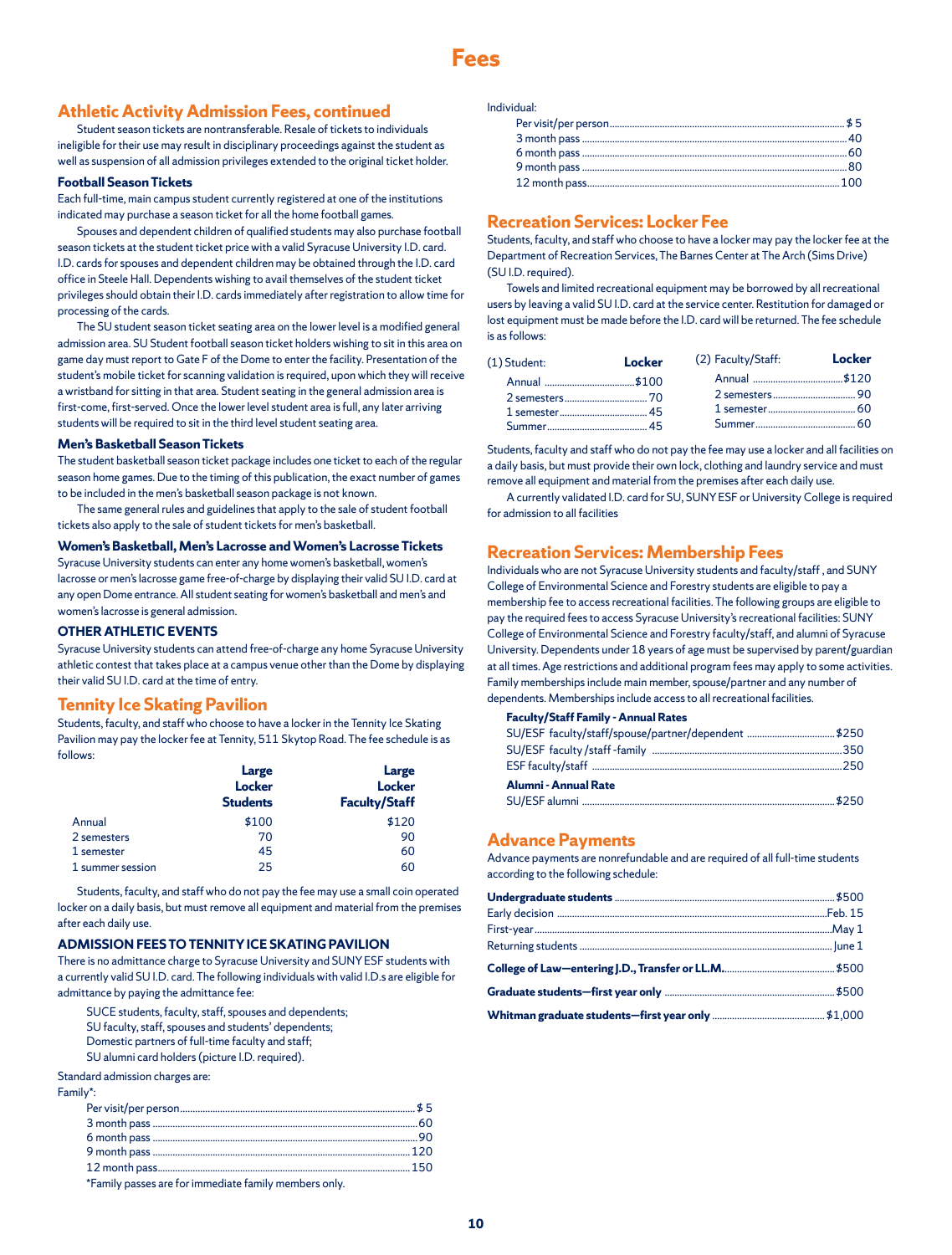# Fees

## Athletic Activity Admission Fees, continued

Student season tickets are nontransferable. Resale of tickets to individuals ineligible for their use may result in disciplinary proceedings against the student as well as suspension of all admission privileges extended to the original ticket holder.

### Football Season Tickets

Each full-time, main campus student currently registered at one of the institutions indicated may purchase a season ticket for all the home football games.

Spouses and dependent children of qualified students may also purchase football season tickets at the student ticket price with a valid Syracuse University I.D. card. I.D. cards for spouses and dependent children may be obtained through the I.D. card office in Steele Hall. Dependents wishing to avail themselves of the student ticket privileges should obtain their I.D. cards immediately after registration to allow time for processing of the cards.

The SU student season ticket seating area on the lower level is a modified general admission area. SU Student football season ticket holders wishing to sit in this area on game day must report to Gate F of the Dome to enter the facility. Presentation of the student's mobile ticket for scanning validation is required, upon which they will receive a wristband for sitting in that area. Student seating in the general admission area is first-come, first-served. Once the lower level student area is full, any later arriving students will be required to sit in the third level student seating area.

### Men's Basketball Season Tickets

The student basketball season ticket package includes one ticket to each of the regular season home games. Due to the timing of this publication, the exact number of games to be included in the men's basketball season package is not known.

The same general rules and guidelines that apply to the sale of student football tickets also apply to the sale of student tickets for men's basketball.

### Women's Basketball, Men's Lacrosse and Women's Lacrosse Tickets

Syracuse University students can enter any home women's basketball, women's lacrosse or men's lacrosse game free-of-charge by displaying their valid SU I.D. card at any open Dome entrance. All student seating for women's basketball and men's and women's lacrosse is general admission.

### OTHER ATHLETIC EVENTS

Syracuse University students can attend free-of-charge any home Syracuse University athletic contest that takes place at a campus venue other than the Dome by displaying their valid SU I.D. card at the time of entry.

## Tennity Ice Skating Pavilion

Students, faculty, and staff who choose to have a locker in the Tennity Ice Skating Pavilion may pay the locker fee at Tennity, 511 Skytop Road. The fee schedule is as follows:

| | Large Locker Students | Large Locker Faculty/Staff |
|---|---|---|
| Annual | $100 | $120 |
| 2 semesters | 70 | 90 |
| 1 semester | 45 | 60 |
| 1 summer session | 25 | 60 |

Students, faculty, and staff who do not pay the fee may use a small coin operated locker on a daily basis, but must remove all equipment and material from the premises after each daily use.

### ADMISSION FEES TO TENNITY ICE SKATING PAVILION

There is no admittance charge to Syracuse University and SUNY ESF students with a currently valid SU I.D. card. The following individuals with valid I.D.s are eligible for admittance by paying the admittance fee:

SUCE students, faculty, staff, spouses and dependents;
SU faculty, staff, spouses and students' dependents;
Domestic partners of full-time faculty and staff;
SU alumni card holders (picture I.D. required).

Standard admission charges are:

Family*:

| | |
|---|---|
| Per visit/per person | $ 5 |
| 3 month pass | 60 |
| 6 month pass | 90 |
| 9 month pass | 120 |
| 12 month pass | 150 |

*Family passes are for immediate family members only.

Individual:

| | |
|---|---|
| Per visit/per person | $ 5 |
| 3 month pass | 40 |
| 6 month pass | 60 |
| 9 month pass | 80 |
| 12 month pass | 100 |

## Recreation Services: Locker Fee

Students, faculty, and staff who choose to have a locker may pay the locker fee at the Department of Recreation Services, The Barnes Center at The Arch (Sims Drive) (SU I.D. required).

Towels and limited recreational equipment may be borrowed by all recreational users by leaving a valid SU I.D. card at the service center. Restitution for damaged or lost equipment must be made before the I.D. card will be returned. The fee schedule is as follows:

| (1) Student: | Locker | (2) Faculty/Staff: | Locker |
|---|---|---|---|
| Annual | $100 | Annual | $120 |
| 2 semesters | 70 | 2 semesters | 90 |
| 1 semester | 45 | 1 semester | 60 |
| Summer | 45 | Summer | 60 |

Students, faculty and staff who do not pay the fee may use a locker and all facilities on a daily basis, but must provide their own lock, clothing and laundry service and must remove all equipment and material from the premises after each daily use.

A currently validated I.D. card for SU, SUNY ESF or University College is required for admission to all facilities

## Recreation Services: Membership Fees

Individuals who are not Syracuse University students and faculty/staff , and SUNY College of Environmental Science and Forestry students are eligible to pay a membership fee to access recreational facilities. The following groups are eligible to pay the required fees to access Syracuse University's recreational facilities: SUNY College of Environmental Science and Forestry faculty/staff, and alumni of Syracuse University. Dependents under 18 years of age must be supervised by parent/guardian at all times. Age restrictions and additional program fees may apply to some activities. Family memberships include main member, spouse/partner and any number of dependents. Memberships include access to all recreational facilities.

**Faculty/Staff Family - Annual Rates**

| | |
|---|---|
| SU/ESF faculty/staff/spouse/partner/dependent | $250 |
| SU/ESF faculty /staff -family | 350 |
| ESF faculty/staff | 250 |

**Alumni - Annual Rate**

| | |
|---|---|
| SU/ESF alumni | $250 |

## Advance Payments

Advance payments are nonrefundable and are required of all full-time students according to the following schedule:

| | |
|---|---|
| **Undergraduate students** | $500 |
| Early decision | Feb. 15 |
| First-year | May 1 |
| Returning students | June 1 |
| **College of Law—entering J.D., Transfer or LL.M.** | $500 |
| **Graduate students—first year only** | $500 |
| **Whitman graduate students—first year only** | $1,000 |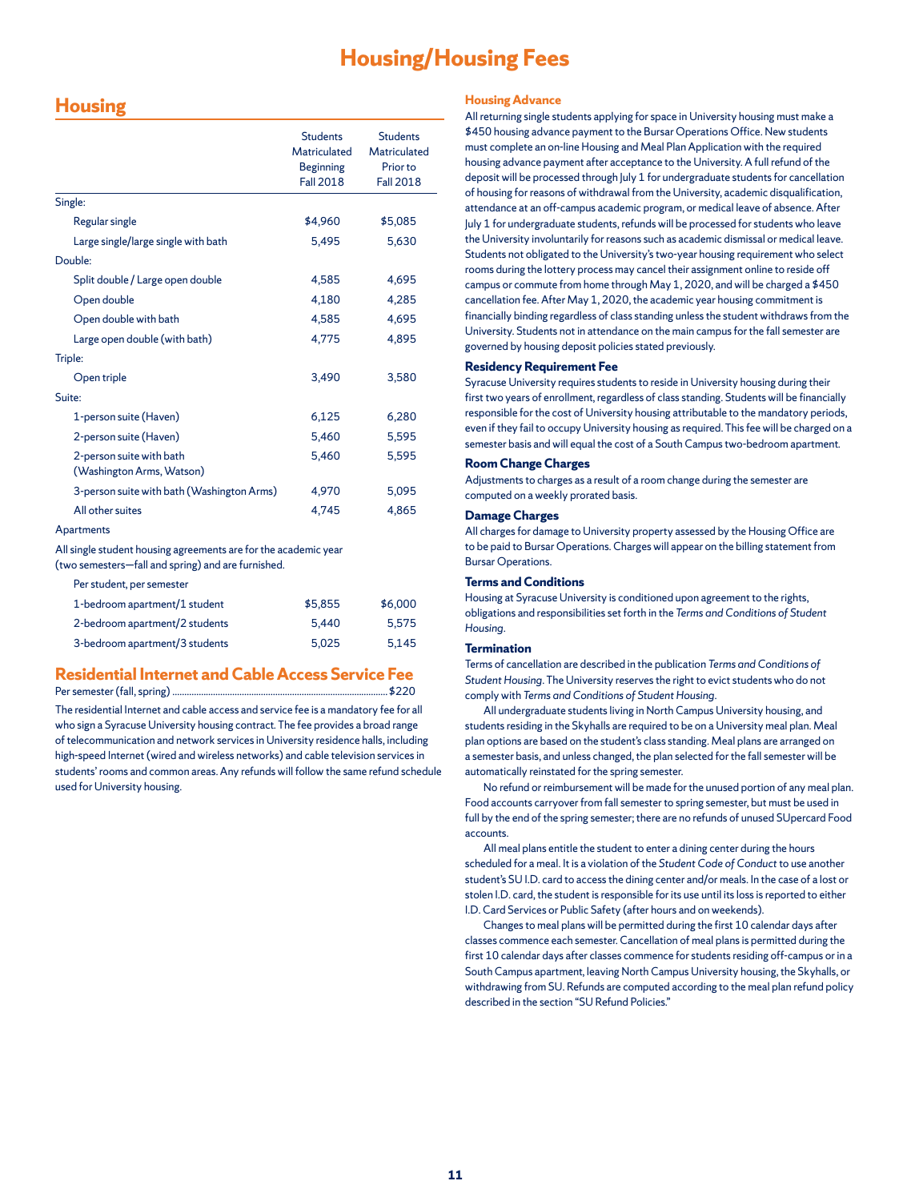# Housing/Housing Fees

## Housing

| | Students Matriculated Beginning Fall 2018 | Students Matriculated Prior to Fall 2018 |
|---|---|---|
| Single: | | |
| Regular single | $4,960 | $5,085 |
| Large single/large single with bath | 5,495 | 5,630 |
| Double: | | |
| Split double / Large open double | 4,585 | 4,695 |
| Open double | 4,180 | 4,285 |
| Open double with bath | 4,585 | 4,695 |
| Large open double (with bath) | 4,775 | 4,895 |
| Triple: | | |
| Open triple | 3,490 | 3,580 |
| Suite: | | |
| 1-person suite (Haven) | 6,125 | 6,280 |
| 2-person suite (Haven) | 5,460 | 5,595 |
| 2-person suite with bath (Washington Arms, Watson) | 5,460 | 5,595 |
| 3-person suite with bath (Washington Arms) | 4,970 | 5,095 |
| All other suites | 4,745 | 4,865 |
| Apartments | | |
| All single student housing agreements are for the academic year (two semesters—fall and spring) and are furnished. | | |
| Per student, per semester | | |
| 1-bedroom apartment/1 student | $5,855 | $6,000 |
| 2-bedroom apartment/2 students | 5,440 | 5,575 |
| 3-bedroom apartment/3 students | 5,025 | 5,145 |

## Residential Internet and Cable Access Service Fee

Per semester (fall, spring) .......................................................... $220

The residential Internet and cable access and service fee is a mandatory fee for all who sign a Syracuse University housing contract. The fee provides a broad range of telecommunication and network services in University residence halls, including high-speed Internet (wired and wireless networks) and cable television services in students' rooms and common areas. Any refunds will follow the same refund schedule used for University housing.

### Housing Advance

All returning single students applying for space in University housing must make a $450 housing advance payment to the Bursar Operations Office. New students must complete an on-line Housing and Meal Plan Application with the required housing advance payment after acceptance to the University. A full refund of the deposit will be processed through July 1 for undergraduate students for cancellation of housing for reasons of withdrawal from the University, academic disqualification, attendance at an off-campus academic program, or medical leave of absence. After July 1 for undergraduate students, refunds will be processed for students who leave the University involuntarily for reasons such as academic dismissal or medical leave. Students not obligated to the University's two-year housing requirement who select rooms during the lottery process may cancel their assignment online to reside off campus or commute from home through May 1, 2020, and will be charged a $450 cancellation fee. After May 1, 2020, the academic year housing commitment is financially binding regardless of class standing unless the student withdraws from the University. Students not in attendance on the main campus for the fall semester are governed by housing deposit policies stated previously.

### Residency Requirement Fee

Syracuse University requires students to reside in University housing during their first two years of enrollment, regardless of class standing. Students will be financially responsible for the cost of University housing attributable to the mandatory periods, even if they fail to occupy University housing as required. This fee will be charged on a semester basis and will equal the cost of a South Campus two-bedroom apartment.

### Room Change Charges

Adjustments to charges as a result of a room change during the semester are computed on a weekly prorated basis.

### Damage Charges

All charges for damage to University property assessed by the Housing Office are to be paid to Bursar Operations. Charges will appear on the billing statement from Bursar Operations.

### Terms and Conditions

Housing at Syracuse University is conditioned upon agreement to the rights, obligations and responsibilities set forth in the *Terms and Conditions of Student Housing*.

### Termination

Terms of cancellation are described in the publication *Terms and Conditions of Student Housing*. The University reserves the right to evict students who do not comply with *Terms and Conditions of Student Housing*.

All undergraduate students living in North Campus University housing, and students residing in the Skyhalls are required to be on a University meal plan. Meal plan options are based on the student's class standing. Meal plans are arranged on a semester basis, and unless changed, the plan selected for the fall semester will be automatically reinstated for the spring semester.

No refund or reimbursement will be made for the unused portion of any meal plan. Food accounts carryover from fall semester to spring semester, but must be used in full by the end of the spring semester; there are no refunds of unused SUpercard Food accounts.

All meal plans entitle the student to enter a dining center during the hours scheduled for a meal. It is a violation of the *Student Code of Conduct* to use another student's SU I.D. card to access the dining center and/or meals. In the case of a lost or stolen I.D. card, the student is responsible for its use until its loss is reported to either I.D. Card Services or Public Safety (after hours and on weekends).

Changes to meal plans will be permitted during the first 10 calendar days after classes commence each semester. Cancellation of meal plans is permitted during the first 10 calendar days after classes commence for students residing off-campus or in a South Campus apartment, leaving North Campus University housing, the Skyhalls, or withdrawing from SU. Refunds are computed according to the meal plan refund policy described in the section "SU Refund Policies."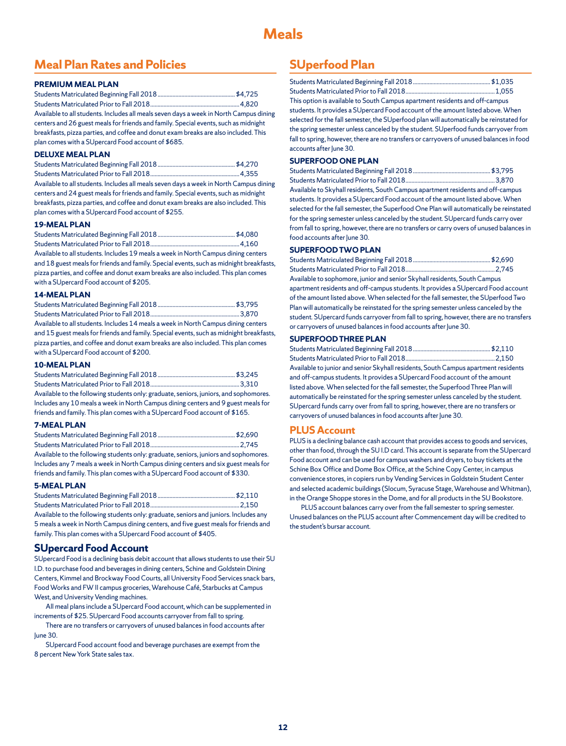# Meals

## Meal Plan Rates and Policies

### PREMIUM MEAL PLAN

Students Matriculated Beginning Fall 2018 .................................................... $4,725
Students Matriculated Prior to Fall 2018............................................................4,820

Available to all students. Includes all meals seven days a week in North Campus dining centers and 26 guest meals for friends and family. Special events, such as midnight breakfasts, pizza parties, and coffee and donut exam breaks are also included. This plan comes with a SUpercard Food account of $685.

### DELUXE MEAL PLAN

Students Matriculated Beginning Fall 2018 .................................................... $4,270
Students Matriculated Prior to Fall 2018............................................................4,355

Available to all students. Includes all meals seven days a week in North Campus dining centers and 24 guest meals for friends and family. Special events, such as midnight breakfasts, pizza parties, and coffee and donut exam breaks are also included. This plan comes with a SUpercard Food account of $255.

### 19-MEAL PLAN

Students Matriculated Beginning Fall 2018 .................................................... $4,080
Students Matriculated Prior to Fall 2018............................................................4,160

Available to all students. Includes 19 meals a week in North Campus dining centers and 18 guest meals for friends and family. Special events, such as midnight breakfasts, pizza parties, and coffee and donut exam breaks are also included. This plan comes with a SUpercard Food account of $205.

### 14-MEAL PLAN

Students Matriculated Beginning Fall 2018 .................................................... $3,795
Students Matriculated Prior to Fall 2018............................................................3,870

Available to all students. Includes 14 meals a week in North Campus dining centers and 15 guest meals for friends and family. Special events, such as midnight breakfasts, pizza parties, and coffee and donut exam breaks are also included. This plan comes with a SUpercard Food account of $200.

### 10-MEAL PLAN

Students Matriculated Beginning Fall 2018 .................................................... $3,245
Students Matriculated Prior to Fall 2018............................................................3,310

Available to the following students only: graduate, seniors, juniors, and sophomores. Includes any 10 meals a week in North Campus dining centers and 9 guest meals for friends and family. This plan comes with a SUpercard Food account of $165.

### 7-MEAL PLAN

Students Matriculated Beginning Fall 2018 .................................................... $2,690
Students Matriculated Prior to Fall 2018............................................................2,745

Available to the following students only: graduate, seniors, juniors and sophomores. Includes any 7 meals a week in North Campus dining centers and six guest meals for friends and family. This plan comes with a SUpercard Food account of $330.

### 5-MEAL PLAN

Students Matriculated Beginning Fall 2018 .................................................... $2,110
Students Matriculated Prior to Fall 2018............................................................2,150

Available to the following students only: graduate, seniors and juniors. Includes any 5 meals a week in North Campus dining centers, and five guest meals for friends and family. This plan comes with a SUpercard Food account of $405.

## SUpercard Food Account

SUpercard Food is a declining basis debit account that allows students to use their SU I.D. to purchase food and beverages in dining centers, Schine and Goldstein Dining Centers, Kimmel and Brockway Food Courts, all University Food Services snack bars, Food Works and FW II campus groceries, Warehouse Café, Starbucks at Campus West, and University Vending machines.

All meal plans include a SUpercard Food account, which can be supplemented in increments of $25. SUpercard Food accounts carryover from fall to spring.

There are no transfers or carryovers of unused balances in food accounts after June 30.

SUpercard Food account food and beverage purchases are exempt from the 8 percent New York State sales tax.

## SUperfood Plan

Students Matriculated Beginning Fall 2018 .................................................... $1,035
Students Matriculated Prior to Fall 2018............................................................1,055

This option is available to South Campus apartment residents and off-campus students. It provides a SUpercard Food account of the amount listed above. When selected for the fall semester, the SUperfood plan will automatically be reinstated for the spring semester unless canceled by the student. SUperfood funds carryover from fall to spring, however, there are no transfers or carryovers of unused balances in food accounts after June 30.

### SUPERFOOD ONE PLAN

Students Matriculated Beginning Fall 2018 .................................................... $3,795
Students Matriculated Prior to Fall 2018............................................................3,870

Available to Skyhall residents, South Campus apartment residents and off-campus students. It provides a SUpercard Food account of the amount listed above. When selected for the fall semester, the Superfood One Plan will automatically be reinstated for the spring semester unless canceled by the student. SUpercard funds carry over from fall to spring, however, there are no transfers or carry overs of unused balances in food accounts after June 30.

### SUPERFOOD TWO PLAN

Students Matriculated Beginning Fall 2018 .................................................... $2,690
Students Matriculated Prior to Fall 2018............................................................2,745

Available to sophomore, junior and senior Skyhall residents, South Campus apartment residents and off-campus students. It provides a SUpercard Food account of the amount listed above. When selected for the fall semester, the SUperfood Two Plan will automatically be reinstated for the spring semester unless canceled by the student. SUpercard funds carryover from fall to spring, however, there are no transfers or carryovers of unused balances in food accounts after June 30.

### SUPERFOOD THREE PLAN

Students Matriculated Beginning Fall 2018 .................................................... $2,110
Students Matriculated Prior to Fall 2018............................................................2,150

Available to junior and senior Skyhall residents, South Campus apartment residents and off-campus students. It provides a SUpercard Food account of the amount listed above. When selected for the fall semester, the Superfood Three Plan will automatically be reinstated for the spring semester unless canceled by the student. SUpercard funds carry over from fall to spring, however, there are no transfers or carryovers of unused balances in food accounts after June 30.

## PLUS Account

PLUS is a declining balance cash account that provides access to goods and services, other than food, through the SU I.D card. This account is separate from the SUpercard Food account and can be used for campus washers and dryers, to buy tickets at the Schine Box Office and Dome Box Office, at the Schine Copy Center, in campus convenience stores, in copiers run by Vending Services in Goldstein Student Center and selected academic buildings (Slocum, Syracuse Stage, Warehouse and Whitman), in the Orange Shoppe stores in the Dome, and for all products in the SU Bookstore.

PLUS account balances carry over from the fall semester to spring semester. Unused balances on the PLUS account after Commencement day will be credited to the student's bursar account.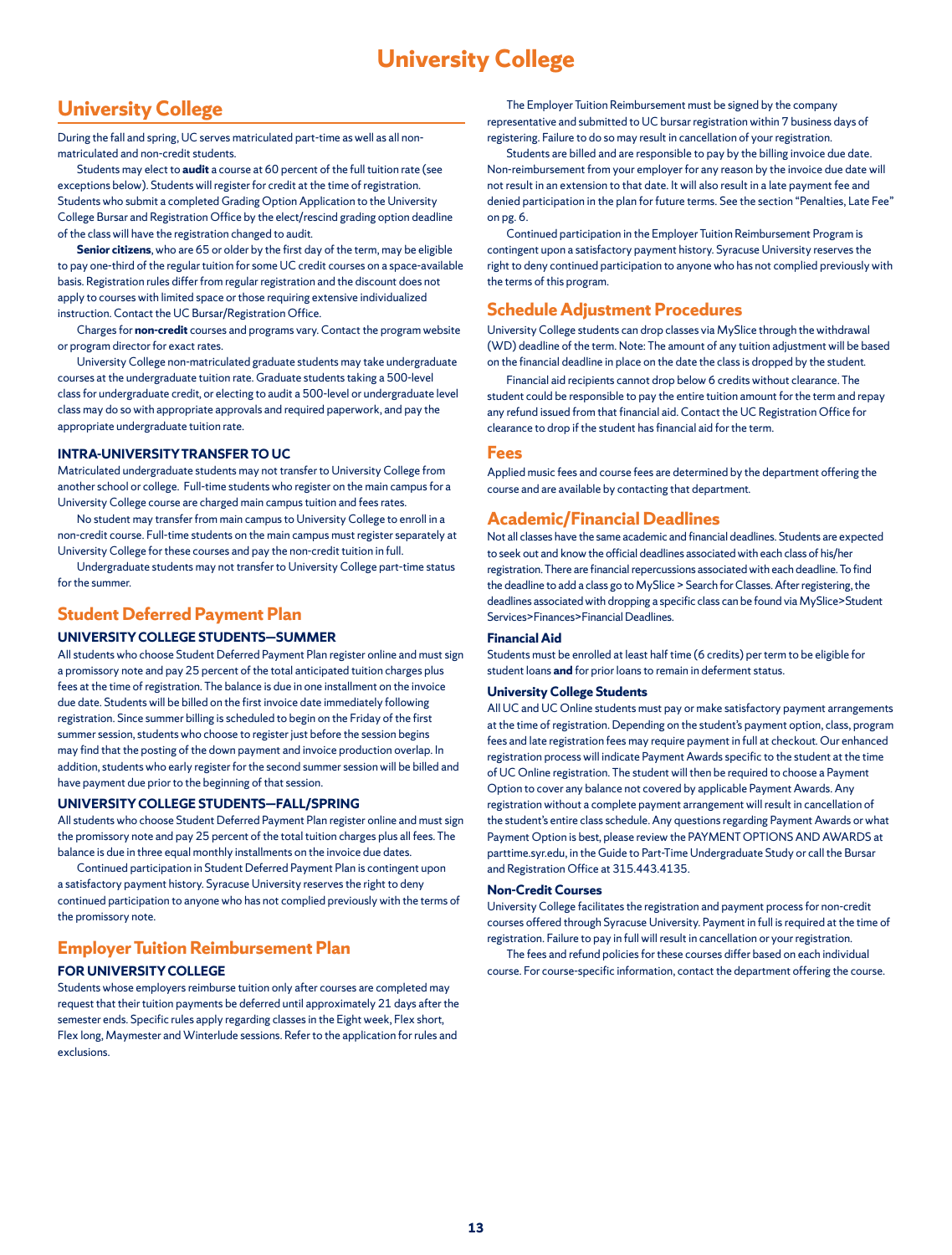# University College

## University College

During the fall and spring, UC serves matriculated part-time as well as all non-matriculated and non-credit students.

Students may elect to **audit** a course at 60 percent of the full tuition rate (see exceptions below). Students will register for credit at the time of registration. Students who submit a completed Grading Option Application to the University College Bursar and Registration Office by the elect/rescind grading option deadline of the class will have the registration changed to audit.

**Senior citizens**, who are 65 or older by the first day of the term, may be eligible to pay one-third of the regular tuition for some UC credit courses on a space-available basis. Registration rules differ from regular registration and the discount does not apply to courses with limited space or those requiring extensive individualized instruction. Contact the UC Bursar/Registration Office.

Charges for **non-credit** courses and programs vary. Contact the program website or program director for exact rates.

University College non-matriculated graduate students may take undergraduate courses at the undergraduate tuition rate. Graduate students taking a 500-level class for undergraduate credit, or electing to audit a 500-level or undergraduate level class may do so with appropriate approvals and required paperwork, and pay the appropriate undergraduate tuition rate.

### INTRA-UNIVERSITY TRANSFER TO UC

Matriculated undergraduate students may not transfer to University College from another school or college. Full-time students who register on the main campus for a University College course are charged main campus tuition and fees rates.

No student may transfer from main campus to University College to enroll in a non-credit course. Full-time students on the main campus must register separately at University College for these courses and pay the non-credit tuition in full.

Undergraduate students may not transfer to University College part-time status for the summer.

## Student Deferred Payment Plan

### UNIVERSITY COLLEGE STUDENTS—SUMMER

All students who choose Student Deferred Payment Plan register online and must sign a promissory note and pay 25 percent of the total anticipated tuition charges plus fees at the time of registration. The balance is due in one installment on the invoice due date. Students will be billed on the first invoice date immediately following registration. Since summer billing is scheduled to begin on the Friday of the first summer session, students who choose to register just before the session begins may find that the posting of the down payment and invoice production overlap. In addition, students who early register for the second summer session will be billed and have payment due prior to the beginning of that session.

### UNIVERSITY COLLEGE STUDENTS—FALL/SPRING

All students who choose Student Deferred Payment Plan register online and must sign the promissory note and pay 25 percent of the total tuition charges plus all fees. The balance is due in three equal monthly installments on the invoice due dates.

Continued participation in Student Deferred Payment Plan is contingent upon a satisfactory payment history. Syracuse University reserves the right to deny continued participation to anyone who has not complied previously with the terms of the promissory note.

## Employer Tuition Reimbursement Plan

### FOR UNIVERSITY COLLEGE

Students whose employers reimburse tuition only after courses are completed may request that their tuition payments be deferred until approximately 21 days after the semester ends. Specific rules apply regarding classes in the Eight week, Flex short, Flex long, Maymester and Winterlude sessions. Refer to the application for rules and exclusions.

The Employer Tuition Reimbursement must be signed by the company representative and submitted to UC bursar registration within 7 business days of registering. Failure to do so may result in cancellation of your registration.

Students are billed and are responsible to pay by the billing invoice due date. Non-reimbursement from your employer for any reason by the invoice due date will not result in an extension to that date. It will also result in a late payment fee and denied participation in the plan for future terms. See the section "Penalties, Late Fee" on pg. 6.

Continued participation in the Employer Tuition Reimbursement Program is contingent upon a satisfactory payment history. Syracuse University reserves the right to deny continued participation to anyone who has not complied previously with the terms of this program.

## Schedule Adjustment Procedures

University College students can drop classes via MySlice through the withdrawal (WD) deadline of the term. Note: The amount of any tuition adjustment will be based on the financial deadline in place on the date the class is dropped by the student.

Financial aid recipients cannot drop below 6 credits without clearance. The student could be responsible to pay the entire tuition amount for the term and repay any refund issued from that financial aid. Contact the UC Registration Office for clearance to drop if the student has financial aid for the term.

## Fees

Applied music fees and course fees are determined by the department offering the course and are available by contacting that department.

## Academic/Financial Deadlines

Not all classes have the same academic and financial deadlines. Students are expected to seek out and know the official deadlines associated with each class of his/her registration. There are financial repercussions associated with each deadline. To find the deadline to add a class go to MySlice > Search for Classes. After registering, the deadlines associated with dropping a specific class can be found via MySlice>Student Services>Finances>Financial Deadlines.

### Financial Aid

Students must be enrolled at least half time (6 credits) per term to be eligible for student loans **and** for prior loans to remain in deferment status.

### University College Students

All UC and UC Online students must pay or make satisfactory payment arrangements at the time of registration. Depending on the student's payment option, class, program fees and late registration fees may require payment in full at checkout. Our enhanced registration process will indicate Payment Awards specific to the student at the time of UC Online registration. The student will then be required to choose a Payment Option to cover any balance not covered by applicable Payment Awards. Any registration without a complete payment arrangement will result in cancellation of the student's entire class schedule. Any questions regarding Payment Awards or what Payment Option is best, please review the PAYMENT OPTIONS AND AWARDS at parttime.syr.edu, in the Guide to Part-Time Undergraduate Study or call the Bursar and Registration Office at 315.443.4135.

### Non-Credit Courses

University College facilitates the registration and payment process for non-credit courses offered through Syracuse University. Payment in full is required at the time of registration. Failure to pay in full will result in cancellation or your registration.

The fees and refund policies for these courses differ based on each individual course. For course-specific information, contact the department offering the course.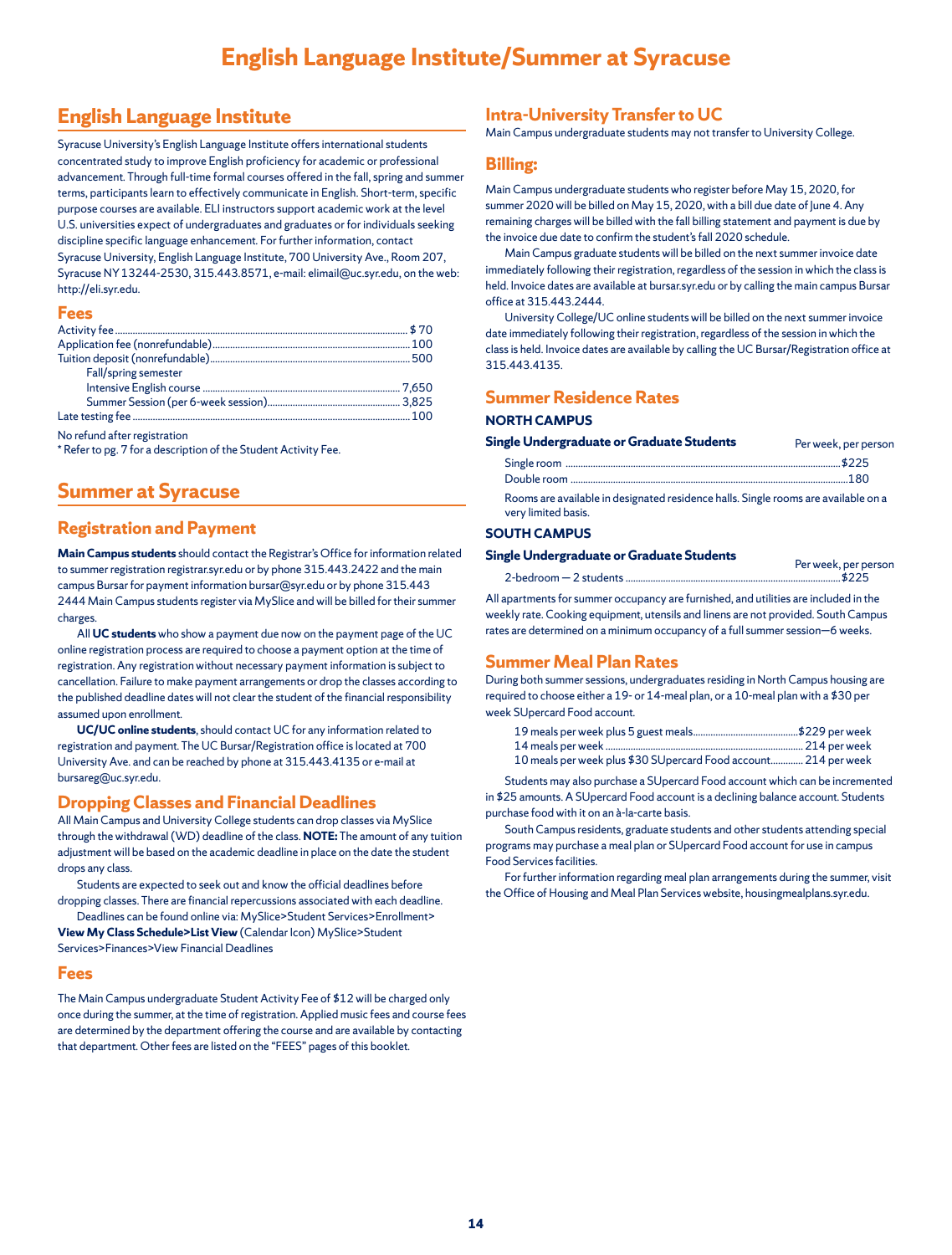// # English Language Institute/Summer at Syracuse

## English Language Institute

Syracuse University's English Language Institute offers international students concentrated study to improve English proficiency for academic or professional advancement. Through full-time formal courses offered in the fall, spring and summer terms, participants learn to effectively communicate in English. Short-term, specific purpose courses are available. ELI instructors support academic work at the level U.S. universities expect of undergraduates and graduates or for individuals seeking discipline specific language enhancement. For further information, contact Syracuse University, English Language Institute, 700 University Ave., Room 207, Syracuse NY 13244-2530, 315.443.8571, e-mail: elimail@uc.syr.edu, on the web: http://eli.syr.edu.

### Fees

| | |
|---|---|
| Activity fee | $ 70 |
| Application fee (nonrefundable) | 100 |
| Tuition deposit (nonrefundable) | 500 |
| Fall/spring semester | |
| Intensive English course | 7,650 |
| Summer Session (per 6-week session) | 3,825 |
| Late testing fee | 100 |

No refund after registration

* Refer to pg. 7 for a description of the Student Activity Fee.

## Summer at Syracuse

### Registration and Payment

**Main Campus students** should contact the Registrar's Office for information related to summer registration registrar.syr.edu or by phone 315.443.2422 and the main campus Bursar for payment information bursar@syr.edu or by phone 315.443 2444 Main Campus students register via MySlice and will be billed for their summer charges.

All **UC students** who show a payment due now on the payment page of the UC online registration process are required to choose a payment option at the time of registration. Any registration without necessary payment information is subject to cancellation. Failure to make payment arrangements or drop the classes according to the published deadline dates will not clear the student of the financial responsibility assumed upon enrollment.

**UC/UC online students**, should contact UC for any information related to registration and payment. The UC Bursar/Registration office is located at 700 University Ave. and can be reached by phone at 315.443.4135 or e-mail at bursareg@uc.syr.edu.

### Dropping Classes and Financial Deadlines

All Main Campus and University College students can drop classes via MySlice through the withdrawal (WD) deadline of the class. **NOTE:** The amount of any tuition adjustment will be based on the academic deadline in place on the date the student drops any class.

Students are expected to seek out and know the official deadlines before dropping classes. There are financial repercussions associated with each deadline.

Deadlines can be found online via: MySlice>Student Services>Enrollment> **View My Class Schedule>List View** (Calendar Icon) MySlice>Student Services>Finances>View Financial Deadlines

### Fees

The Main Campus undergraduate Student Activity Fee of $12 will be charged only once during the summer, at the time of registration. Applied music fees and course fees are determined by the department offering the course and are available by contacting that department. Other fees are listed on the "FEES" pages of this booklet.

### Intra-University Transfer to UC

Main Campus undergraduate students may not transfer to University College.

### Billing:

Main Campus undergraduate students who register before May 15, 2020, for summer 2020 will be billed on May 15, 2020, with a bill due date of June 4. Any remaining charges will be billed with the fall billing statement and payment is due by the invoice due date to confirm the student's fall 2020 schedule.

Main Campus graduate students will be billed on the next summer invoice date immediately following their registration, regardless of the session in which the class is held. Invoice dates are available at bursar.syr.edu or by calling the main campus Bursar office at 315.443.2444.

University College/UC online students will be billed on the next summer invoice date immediately following their registration, regardless of the session in which the class is held. Invoice dates are available by calling the UC Bursar/Registration office at 315.443.4135.

### Summer Residence Rates

**NORTH CAMPUS**

| Single Undergraduate or Graduate Students | Per week, per person |
|---|---|
| Single room | $225 |
| Double room | 180 |

Rooms are available in designated residence halls. Single rooms are available on a very limited basis.

**SOUTH CAMPUS**

| Single Undergraduate or Graduate Students | Per week, per person |
|---|---|
| 2-bedroom — 2 students | $225 |

All apartments for summer occupancy are furnished, and utilities are included in the weekly rate. Cooking equipment, utensils and linens are not provided. South Campus rates are determined on a minimum occupancy of a full summer session—6 weeks.

### Summer Meal Plan Rates

During both summer sessions, undergraduates residing in North Campus housing are required to choose either a 19- or 14-meal plan, or a 10-meal plan with a $30 per week SUpercard Food account.

| | |
|---|---|
| 19 meals per week plus 5 guest meals | $229 per week |
| 14 meals per week | 214 per week |
| 10 meals per week plus $30 SUpercard Food account | 214 per week |

Students may also purchase a SUpercard Food account which can be incremented in $25 amounts. A SUpercard Food account is a declining balance account. Students purchase food with it on an à-la-carte basis.

South Campus residents, graduate students and other students attending special programs may purchase a meal plan or SUpercard Food account for use in campus Food Services facilities.

For further information regarding meal plan arrangements during the summer, visit the Office of Housing and Meal Plan Services website, housingmealplans.syr.edu.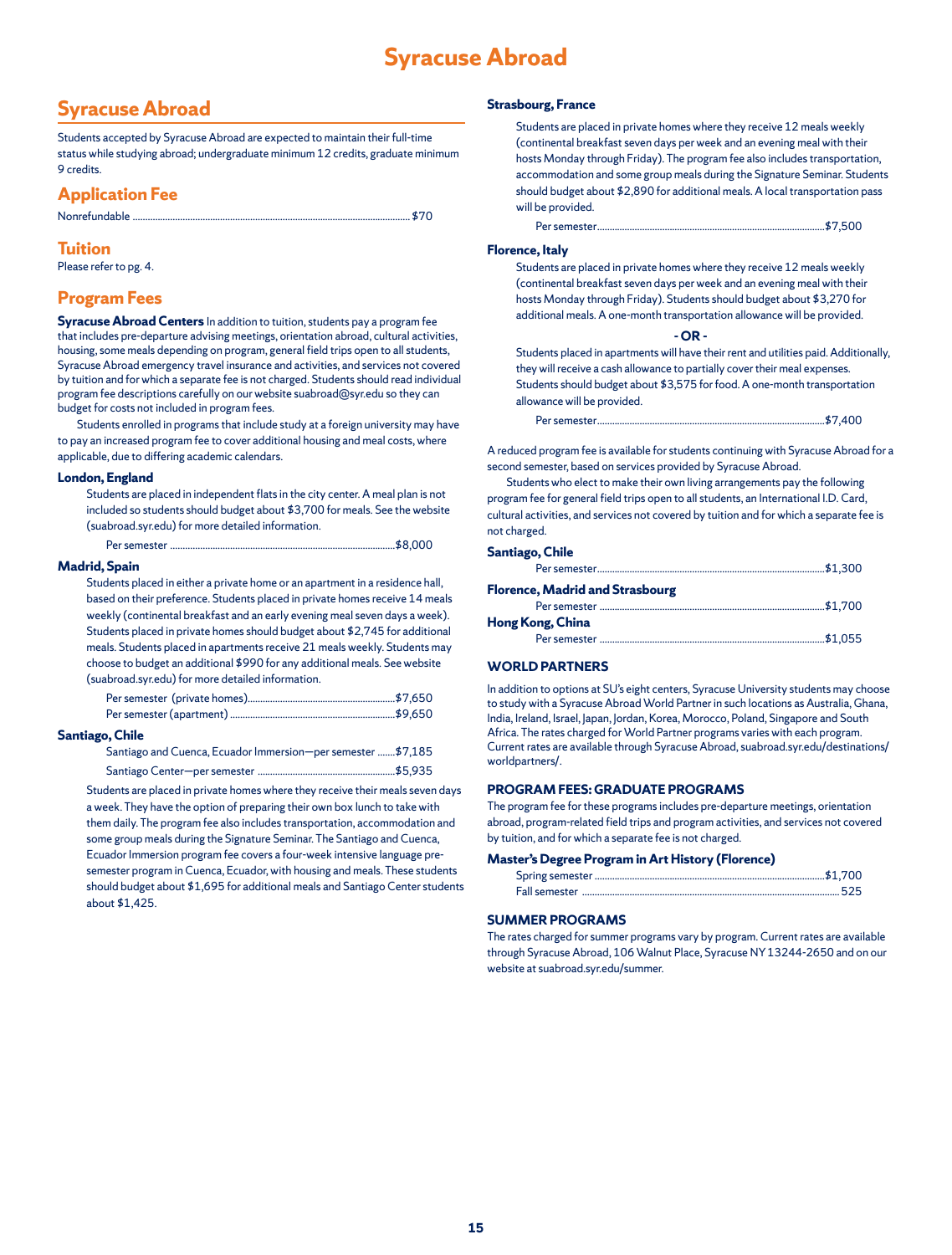# Syracuse Abroad

## Syracuse Abroad

Students accepted by Syracuse Abroad are expected to maintain their full-time status while studying abroad; undergraduate minimum 12 credits, graduate minimum 9 credits.

## Application Fee

Nonrefundable ........................................................................................ $70

## Tuition

Please refer to pg. 4.

## Program Fees

**Syracuse Abroad Centers** In addition to tuition, students pay a program fee that includes pre-departure advising meetings, orientation abroad, cultural activities, housing, some meals depending on program, general field trips open to all students, Syracuse Abroad emergency travel insurance and activities, and services not covered by tuition and for which a separate fee is not charged. Students should read individual program fee descriptions carefully on our website suabroad@syr.edu so they can budget for costs not included in program fees.

Students enrolled in programs that include study at a foreign university may have to pay an increased program fee to cover additional housing and meal costs, where applicable, due to differing academic calendars.

**London, England**

Students are placed in independent flats in the city center. A meal plan is not included so students should budget about $3,700 for meals. See the website (suabroad.syr.edu) for more detailed information.

Per semester ........................................................................................ $8,000

**Madrid, Spain**

Students placed in either a private home or an apartment in a residence hall, based on their preference. Students placed in private homes receive 14 meals weekly (continental breakfast and an early evening meal seven days a week). Students placed in private homes should budget about $2,745 for additional meals. Students placed in apartments receive 21 meals weekly. Students may choose to budget an additional $990 for any additional meals. See website (suabroad.syr.edu) for more detailed information.

Per semester (private homes).......................................................... $7,650
Per semester (apartment) ................................................................. $9,650

**Santiago, Chile**

Santiago and Cuenca, Ecuador Immersion—per semester ....... $7,185
Santiago Center—per semester ....................................................... $5,935

Students are placed in private homes where they receive their meals seven days a week. They have the option of preparing their own box lunch to take with them daily. The program fee also includes transportation, accommodation and some group meals during the Signature Seminar. The Santiago and Cuenca, Ecuador Immersion program fee covers a four-week intensive language pre-semester program in Cuenca, Ecuador, with housing and meals. These students should budget about $1,695 for additional meals and Santiago Center students about $1,425.

**Strasbourg, France**

Students are placed in private homes where they receive 12 meals weekly (continental breakfast seven days per week and an evening meal with their hosts Monday through Friday). The program fee also includes transportation, accommodation and some group meals during the Signature Seminar. Students should budget about $2,890 for additional meals. A local transportation pass will be provided.

Per semester........................................................................................ $7,500

**Florence, Italy**

Students are placed in private homes where they receive 12 meals weekly (continental breakfast seven days per week and an evening meal with their hosts Monday through Friday). Students should budget about $3,270 for additional meals. A one-month transportation allowance will be provided.

**- OR -**

Students placed in apartments will have their rent and utilities paid. Additionally, they will receive a cash allowance to partially cover their meal expenses. Students should budget about $3,575 for food. A one-month transportation allowance will be provided.

Per semester........................................................................................ $7,400

A reduced program fee is available for students continuing with Syracuse Abroad for a second semester, based on services provided by Syracuse Abroad.

Students who elect to make their own living arrangements pay the following program fee for general field trips open to all students, an International I.D. Card, cultural activities, and services not covered by tuition and for which a separate fee is not charged.

**Santiago, Chile**

Per semester........................................................................................ $1,300

**Florence, Madrid and Strasbourg**

Per semester ........................................................................................ $1,700

**Hong Kong, China**

Per semester ........................................................................................ $1,055

### WORLD PARTNERS

In addition to options at SU's eight centers, Syracuse University students may choose to study with a Syracuse Abroad World Partner in such locations as Australia, Ghana, India, Ireland, Israel, Japan, Jordan, Korea, Morocco, Poland, Singapore and South Africa. The rates charged for World Partner programs varies with each program. Current rates are available through Syracuse Abroad, suabroad.syr.edu/destinations/worldpartners/.

### PROGRAM FEES: GRADUATE PROGRAMS

The program fee for these programs includes pre-departure meetings, orientation abroad, program-related field trips and program activities, and services not covered by tuition, and for which a separate fee is not charged.

**Master's Degree Program in Art History (Florence)**

Spring semester ................................................................................... $1,700
Fall semester ........................................................................................ 525

### SUMMER PROGRAMS

The rates charged for summer programs vary by program. Current rates are available through Syracuse Abroad, 106 Walnut Place, Syracuse NY 13244-2650 and on our website at suabroad.syr.edu/summer.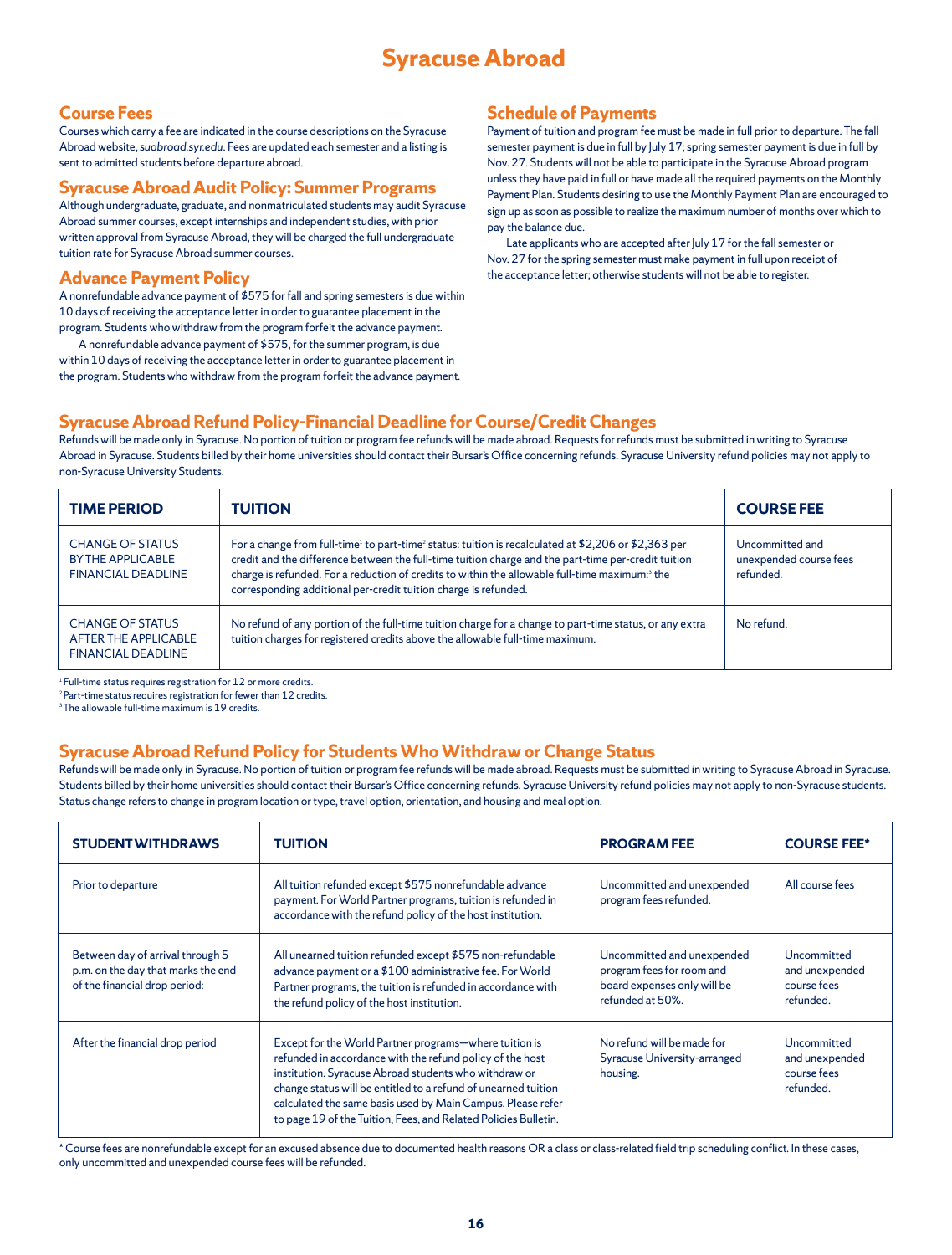# Syracuse Abroad

## Course Fees

Courses which carry a fee are indicated in the course descriptions on the Syracuse Abroad website, *suabroad.syr.edu*. Fees are updated each semester and a listing is sent to admitted students before departure abroad.

## Syracuse Abroad Audit Policy: Summer Programs

Although undergraduate, graduate, and nonmatriculated students may audit Syracuse Abroad summer courses, except internships and independent studies, with prior written approval from Syracuse Abroad, they will be charged the full undergraduate tuition rate for Syracuse Abroad summer courses.

## Advance Payment Policy

A nonrefundable advance payment of $575 for fall and spring semesters is due within 10 days of receiving the acceptance letter in order to guarantee placement in the program. Students who withdraw from the program forfeit the advance payment.

A nonrefundable advance payment of $575, for the summer program, is due within 10 days of receiving the acceptance letter in order to guarantee placement in the program. Students who withdraw from the program forfeit the advance payment.

## Schedule of Payments

Payment of tuition and program fee must be made in full prior to departure. The fall semester payment is due in full by July 17; spring semester payment is due in full by Nov. 27. Students will not be able to participate in the Syracuse Abroad program unless they have paid in full or have made all the required payments on the Monthly Payment Plan. Students desiring to use the Monthly Payment Plan are encouraged to sign up as soon as possible to realize the maximum number of months over which to pay the balance due.

Late applicants who are accepted after July 17 for the fall semester or Nov. 27 for the spring semester must make payment in full upon receipt of the acceptance letter; otherwise students will not be able to register.

## Syracuse Abroad Refund Policy-Financial Deadline for Course/Credit Changes

Refunds will be made only in Syracuse. No portion of tuition or program fee refunds will be made abroad. Requests for refunds must be submitted in writing to Syracuse Abroad in Syracuse. Students billed by their home universities should contact their Bursar's Office concerning refunds. Syracuse University refund policies may not apply to non-Syracuse University Students.

| TIME PERIOD | TUITION | COURSE FEE |
|---|---|---|
| CHANGE OF STATUS BY THE APPLICABLE FINANCIAL DEADLINE | For a change from full-time[1] to part-time[2] status: tuition is recalculated at $2,206 or $2,363 per credit and the difference between the full-time tuition charge and the part-time per-credit tuition charge is refunded. For a reduction of credits to within the allowable full-time maximum:[3] the corresponding additional per-credit tuition charge is refunded. | Uncommitted and unexpended course fees refunded. |
| CHANGE OF STATUS AFTER THE APPLICABLE FINANCIAL DEADLINE | No refund of any portion of the full-time tuition charge for a change to part-time status, or any extra tuition charges for registered credits above the allowable full-time maximum. | No refund. |

[1] Full-time status requires registration for 12 or more credits.
[2] Part-time status requires registration for fewer than 12 credits.
[3] The allowable full-time maximum is 19 credits.

## Syracuse Abroad Refund Policy for Students Who Withdraw or Change Status

Refunds will be made only in Syracuse. No portion of tuition or program fee refunds will be made abroad. Requests must be submitted in writing to Syracuse Abroad in Syracuse. Students billed by their home universities should contact their Bursar's Office concerning refunds. Syracuse University refund policies may not apply to non-Syracuse students. Status change refers to change in program location or type, travel option, orientation, and housing and meal option.

| STUDENT WITHDRAWS | TUITION | PROGRAM FEE | COURSE FEE* |
|---|---|---|---|
| Prior to departure | All tuition refunded except $575 nonrefundable advance payment. For World Partner programs, tuition is refunded in accordance with the refund policy of the host institution. | Uncommitted and unexpended program fees refunded. | All course fees |
| Between day of arrival through 5 p.m. on the day that marks the end of the financial drop period: | All unearned tuition refunded except $575 non-refundable advance payment or a $100 administrative fee. For World Partner programs, the tuition is refunded in accordance with the refund policy of the host institution. | Uncommitted and unexpended program fees for room and board expenses only will be refunded at 50%. | Uncommitted and unexpended course fees refunded. |
| After the financial drop period | Except for the World Partner programs—where tuition is refunded in accordance with the refund policy of the host institution. Syracuse Abroad students who withdraw or change status will be entitled to a refund of unearned tuition calculated the same basis used by Main Campus. Please refer to page 19 of the Tuition, Fees, and Related Policies Bulletin. | No refund will be made for Syracuse University-arranged housing. | Uncommitted and unexpended course fees refunded. |

* Course fees are nonrefundable except for an excused absence due to documented health reasons OR a class or class-related field trip scheduling conflict. In these cases, only uncommitted and unexpended course fees will be refunded.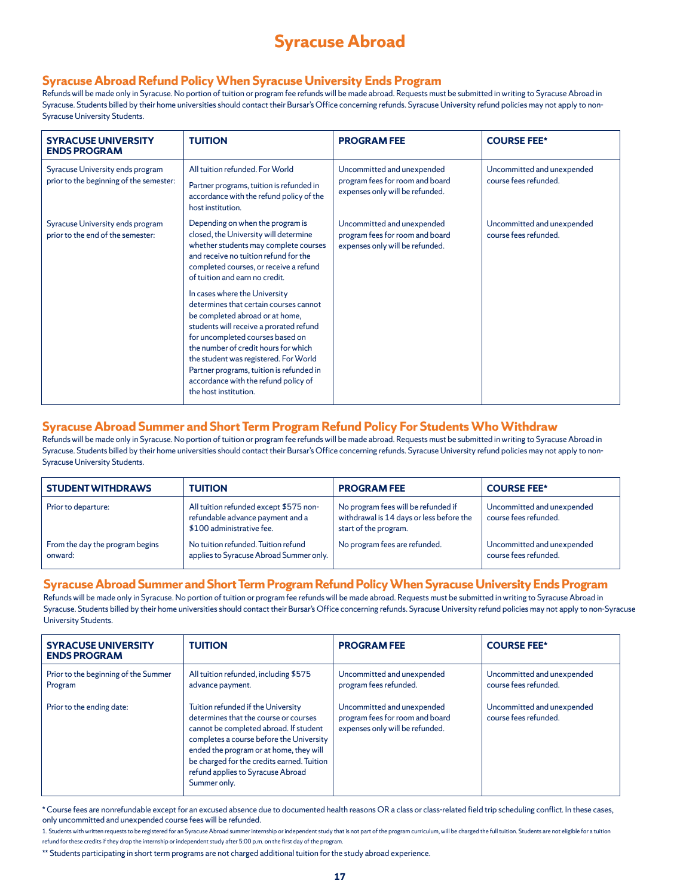# Syracuse Abroad

## Syracuse Abroad Refund Policy When Syracuse University Ends Program

Refunds will be made only in Syracuse. No portion of tuition or program fee refunds will be made abroad. Requests must be submitted in writing to Syracuse Abroad in Syracuse. Students billed by their home universities should contact their Bursar's Office concerning refunds. Syracuse University refund policies may not apply to non-Syracuse University Students.

| SYRACUSE UNIVERSITY ENDS PROGRAM | TUITION | PROGRAM FEE | COURSE FEE* |
|---|---|---|---|
| Syracuse University ends program prior to the beginning of the semester: | All tuition refunded. For World Partner programs, tuition is refunded in accordance with the refund policy of the host institution. | Uncommitted and unexpended program fees for room and board expenses only will be refunded. | Uncommitted and unexpended course fees refunded. |
| Syracuse University ends program prior to the end of the semester: | Depending on when the program is closed, the University will determine whether students may complete courses and receive no tuition refund for the completed courses, or receive a refund of tuition and earn no credit. In cases where the University determines that certain courses cannot be completed abroad or at home, students will receive a prorated refund for uncompleted courses based on the number of credit hours for which the student was registered. For World Partner programs, tuition is refunded in accordance with the refund policy of the host institution. | Uncommitted and unexpended program fees for room and board expenses only will be refunded. | Uncommitted and unexpended course fees refunded. |

## Syracuse Abroad Summer and Short Term Program Refund Policy For Students Who Withdraw

Refunds will be made only in Syracuse. No portion of tuition or program fee refunds will be made abroad. Requests must be submitted in writing to Syracuse Abroad in Syracuse. Students billed by their home universities should contact their Bursar's Office concerning refunds. Syracuse University refund policies may not apply to non-Syracuse University Students.

| STUDENT WITHDRAWS | TUITION | PROGRAM FEE | COURSE FEE* |
|---|---|---|---|
| Prior to departure: | All tuition refunded except $575 non-refundable advance payment and a $100 administrative fee. | No program fees will be refunded if withdrawal is 14 days or less before the start of the program. | Uncommitted and unexpended course fees refunded. |
| From the day the program begins onward: | No tuition refunded. Tuition refund applies to Syracuse Abroad Summer only. | No program fees are refunded. | Uncommitted and unexpended course fees refunded. |

## Syracuse Abroad Summer and Short Term Program Refund Policy When Syracuse University Ends Program

Refunds will be made only in Syracuse. No portion of tuition or program fee refunds will be made abroad. Requests must be submitted in writing to Syracuse Abroad in Syracuse. Students billed by their home universities should contact their Bursar's Office concerning refunds. Syracuse University refund policies may not apply to non-Syracuse University Students.

| SYRACUSE UNIVERSITY ENDS PROGRAM | TUITION | PROGRAM FEE | COURSE FEE* |
|---|---|---|---|
| Prior to the beginning of the Summer Program | All tuition refunded, including $575 advance payment. | Uncommitted and unexpended program fees refunded. | Uncommitted and unexpended course fees refunded. |
| Prior to the ending date: | Tuition refunded if the University determines that the course or courses cannot be completed abroad. If student completes a course before the University ended the program or at home, they will be charged for the credits earned. Tuition refund applies to Syracuse Abroad Summer only. | Uncommitted and unexpended program fees for room and board expenses only will be refunded. | Uncommitted and unexpended course fees refunded. |

* Course fees are nonrefundable except for an excused absence due to documented health reasons OR a class or class-related field trip scheduling conflict. In these cases, only uncommitted and unexpended course fees will be refunded.

1. Students with written requests to be registered for an Syracuse Abroad summer internship or independent study that is not part of the program curriculum, will be charged the full tuition. Students are not eligible for a tuition refund for these credits if they drop the internship or independent study after 5:00 p.m. on the first day of the program.

** Students participating in short term programs are not charged additional tuition for the study abroad experience.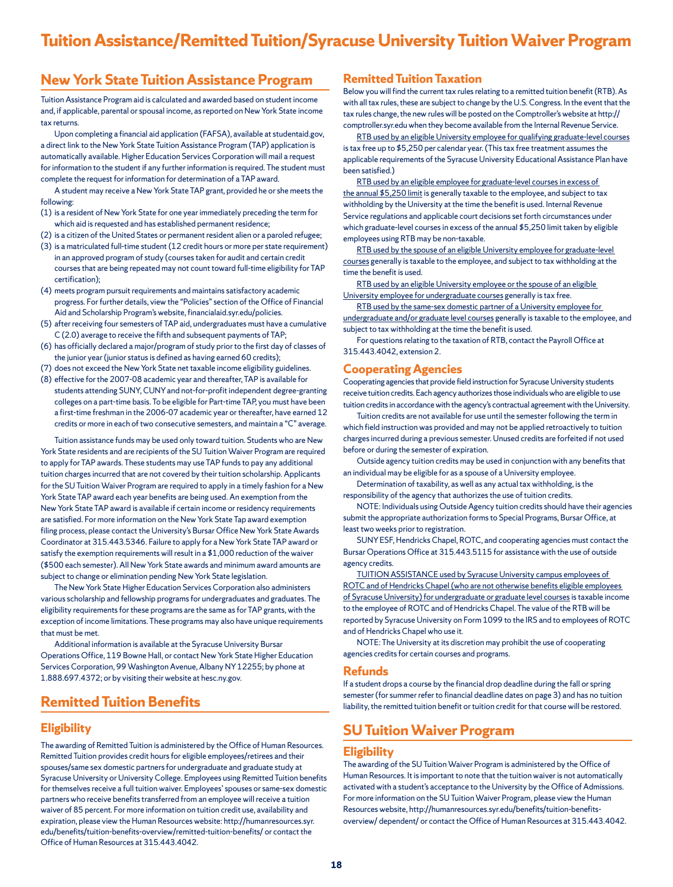# Tuition Assistance/Remitted Tuition/Syracuse University Tuition Waiver Program

## New York State Tuition Assistance Program

Tuition Assistance Program aid is calculated and awarded based on student income and, if applicable, parental or spousal income, as reported on New York State income tax returns.

Upon completing a financial aid application (FAFSA), available at studentaid.gov, a direct link to the New York State Tuition Assistance Program (TAP) application is automatically available. Higher Education Services Corporation will mail a request for information to the student if any further information is required. The student must complete the request for information for determination of a TAP award.

A student may receive a New York State TAP grant, provided he or she meets the following:

(1) is a resident of New York State for one year immediately preceding the term for which aid is requested and has established permanent residence;
(2) is a citizen of the United States or permanent resident alien or a paroled refugee;
(3) is a matriculated full-time student (12 credit hours or more per state requirement) in an approved program of study (courses taken for audit and certain credit courses that are being repeated may not count toward full-time eligibility for TAP certification);
(4) meets program pursuit requirements and maintains satisfactory academic progress. For further details, view the "Policies" section of the Office of Financial Aid and Scholarship Program's website, financialaid.syr.edu/policies.
(5) after receiving four semesters of TAP aid, undergraduates must have a cumulative C (2.0) average to receive the fifth and subsequent payments of TAP;
(6) has officially declared a major/program of study prior to the first day of classes of the junior year (junior status is defined as having earned 60 credits);
(7) does not exceed the New York State net taxable income eligibility guidelines.
(8) effective for the 2007-08 academic year and thereafter, TAP is available for students attending SUNY, CUNY and not-for-profit independent degree-granting colleges on a part-time basis. To be eligible for Part-time TAP, you must have been a first-time freshman in the 2006-07 academic year or thereafter, have earned 12 credits or more in each of two consecutive semesters, and maintain a "C" average.

Tuition assistance funds may be used only toward tuition. Students who are New York State residents and are recipients of the SU Tuition Waiver Program are required to apply for TAP awards. These students may use TAP funds to pay any additional tuition charges incurred that are not covered by their tuition scholarship. Applicants for the SU Tuition Waiver Program are required to apply in a timely fashion for a New York State TAP award each year benefits are being used. An exemption from the New York State TAP award is available if certain income or residency requirements are satisfied. For more information on the New York State Tap award exemption filing process, please contact the University's Bursar Office New York State Awards Coordinator at 315.443.5346. Failure to apply for a New York State TAP award or satisfy the exemption requirements will result in a $1,000 reduction of the waiver ($500 each semester). All New York State awards and minimum award amounts are subject to change or elimination pending New York State legislation.

The New York State Higher Education Services Corporation also administers various scholarship and fellowship programs for undergraduates and graduates. The eligibility requirements for these programs are the same as for TAP grants, with the exception of income limitations. These programs may also have unique requirements that must be met.

Additional information is available at the Syracuse University Bursar Operations Office, 119 Bowne Hall, or contact New York State Higher Education Services Corporation, 99 Washington Avenue, Albany NY 12255; by phone at 1.888.697.4372; or by visiting their website at hesc.ny.gov.

## Remitted Tuition Benefits

### Eligibility

The awarding of Remitted Tuition is administered by the Office of Human Resources. Remitted Tuition provides credit hours for eligible employees/retirees and their spouses/same sex domestic partners for undergraduate and graduate study at Syracuse University or University College. Employees using Remitted Tuition benefits for themselves receive a full tuition waiver. Employees' spouses or same-sex domestic partners who receive benefits transferred from an employee will receive a tuition waiver of 85 percent. For more information on tuition credit use, availability and expiration, please view the Human Resources website: http://humanresources.syr.edu/benefits/tuition-benefits-overview/remitted-tuition-benefits/ or contact the Office of Human Resources at 315.443.4042.

### Remitted Tuition Taxation

Below you will find the current tax rules relating to a remitted tuition benefit (RTB). As with all tax rules, these are subject to change by the U.S. Congress. In the event that the tax rules change, the new rules will be posted on the Comptroller's website at http://comptroller.syr.edu when they become available from the Internal Revenue Service.

RTB used by an eligible University employee for qualifying graduate-level courses is tax free up to $5,250 per calendar year. (This tax free treatment assumes the applicable requirements of the Syracuse University Educational Assistance Plan have been satisfied.)

RTB used by an eligible employee for graduate-level courses in excess of the annual $5,250 limit is generally taxable to the employee, and subject to tax withholding by the University at the time the benefit is used. Internal Revenue Service regulations and applicable court decisions set forth circumstances under which graduate-level courses in excess of the annual $5,250 limit taken by eligible employees using RTB may be non-taxable.

RTB used by the spouse of an eligible University employee for graduate-level courses generally is taxable to the employee, and subject to tax withholding at the time the benefit is used.

RTB used by an eligible University employee or the spouse of an eligible University employee for undergraduate courses generally is tax free.

RTB used by the same-sex domestic partner of a University employee for undergraduate and/or graduate level courses generally is taxable to the employee, and subject to tax withholding at the time the benefit is used.

For questions relating to the taxation of RTB, contact the Payroll Office at 315.443.4042, extension 2.

### Cooperating Agencies

Cooperating agencies that provide field instruction for Syracuse University students receive tuition credits. Each agency authorizes those individuals who are eligible to use tuition credits in accordance with the agency's contractual agreement with the University.

Tuition credits are not available for use until the semester following the term in which field instruction was provided and may not be applied retroactively to tuition charges incurred during a previous semester. Unused credits are forfeited if not used before or during the semester of expiration.

Outside agency tuition credits may be used in conjunction with any benefits that an individual may be eligible for as a spouse of a University employee.

Determination of taxability, as well as any actual tax withholding, is the responsibility of the agency that authorizes the use of tuition credits.

NOTE: Individuals using Outside Agency tuition credits should have their agencies submit the appropriate authorization forms to Special Programs, Bursar Office, at least two weeks prior to registration.

SUNY ESF, Hendricks Chapel, ROTC, and cooperating agencies must contact the Bursar Operations Office at 315.443.5115 for assistance with the use of outside agency credits.

TUITION ASSISTANCE used by Syracuse University campus employees of ROTC and of Hendricks Chapel (who are not otherwise benefits eligible employees of Syracuse University) for undergraduate or graduate level courses is taxable income to the employee of ROTC and of Hendricks Chapel. The value of the RTB will be reported by Syracuse University on Form 1099 to the IRS and to employees of ROTC and of Hendricks Chapel who use it.

NOTE: The University at its discretion may prohibit the use of cooperating agencies credits for certain courses and programs.

### Refunds

If a student drops a course by the financial drop deadline during the fall or spring semester (for summer refer to financial deadline dates on page 3) and has no tuition liability, the remitted tuition benefit or tuition credit for that course will be restored.

## SU Tuition Waiver Program

### Eligibility

The awarding of the SU Tuition Waiver Program is administered by the Office of Human Resources. It is important to note that the tuition waiver is not automatically activated with a student's acceptance to the University by the Office of Admissions. For more information on the SU Tuition Waiver Program, please view the Human Resources website, http://humanresources.syr.edu/benefits/tuition-benefits-overview/ dependent/ or contact the Office of Human Resources at 315.443.4042.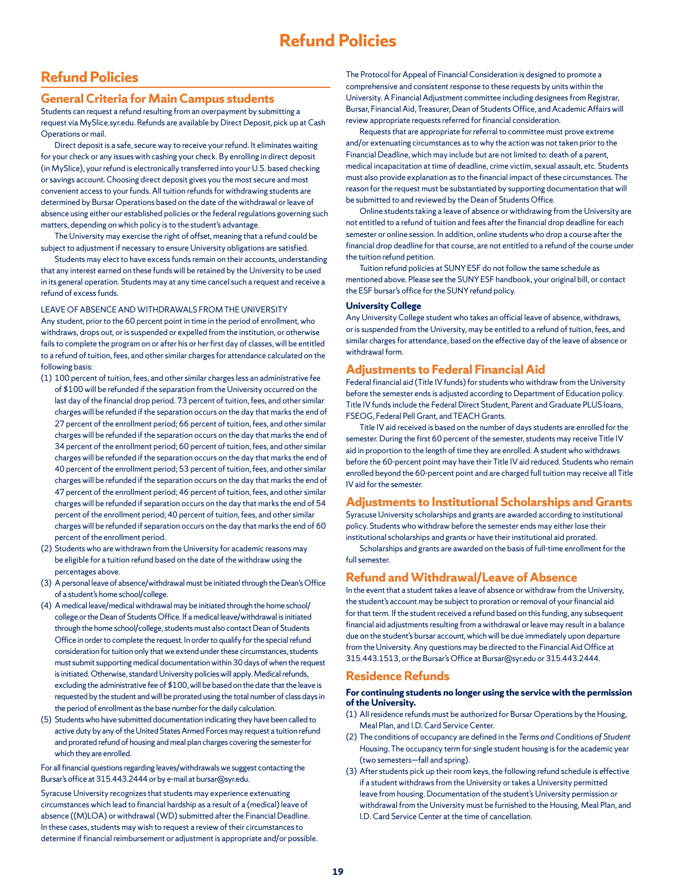# Refund Policies

## Refund Policies

### General Criteria for Main Campus students

Students can request a refund resulting from an overpayment by submitting a request via MySlice.syr.edu. Refunds are available by Direct Deposit, pick up at Cash Operations or mail.

Direct deposit is a safe, secure way to receive your refund. It eliminates waiting for your check or any issues with cashing your check. By enrolling in direct deposit (in MySlice), your refund is electronically transferred into your U.S. based checking or savings account. Choosing direct deposit gives you the most secure and most convenient access to your funds. All tuition refunds for withdrawing students are determined by Bursar Operations based on the date of the withdrawal or leave of absence using either our established policies or the federal regulations governing such matters, depending on which policy is to the student's advantage.

The University may exercise the right of offset, meaning that a refund could be subject to adjustment if necessary to ensure University obligations are satisfied.

Students may elect to have excess funds remain on their accounts, understanding that any interest earned on these funds will be retained by the University to be used in its general operation. Students may at any time cancel such a request and receive a refund of excess funds.

LEAVE OF ABSENCE AND WITHDRAWALS FROM THE UNIVERSITY

Any student, prior to the 60 percent point in time in the period of enrollment, who withdraws, drops out, or is suspended or expelled from the institution, or otherwise fails to complete the program on or after his or her first day of classes, will be entitled to a refund of tuition, fees, and other similar charges for attendance calculated on the following basis:

1. 100 percent of tuition, fees, and other similar charges less an administrative fee of $100 will be refunded if the separation from the University occurred on the last day of the financial drop period. 73 percent of tuition, fees, and other similar charges will be refunded if the separation occurs on the day that marks the end of 27 percent of the enrollment period; 66 percent of tuition, fees, and other similar charges will be refunded if the separation occurs on the day that marks the end of 34 percent of the enrollment period; 60 percent of tuition, fees, and other similar charges will be refunded if the separation occurs on the day that marks the end of 40 percent of the enrollment period; 53 percent of tuition, fees, and other similar charges will be refunded if the separation occurs on the day that marks the end of 47 percent of the enrollment period; 46 percent of tuition, fees, and other similar charges will be refunded if separation occurs on the day that marks the end of 54 percent of the enrollment period; 40 percent of tuition, fees, and other similar charges will be refunded if separation occurs on the day that marks the end of 60 percent of the enrollment period.
2. Students who are withdrawn from the University for academic reasons may be eligible for a tuition refund based on the date of the withdraw using the percentages above.
3. A personal leave of absence/withdrawal must be initiated through the Dean's Office of a student's home school/college.
4. A medical leave/medical withdrawal may be initiated through the home school/college or the Dean of Students Office. If a medical leave/withdrawal is initiated through the home school/college, students must also contact Dean of Students Office in order to complete the request. In order to qualify for the special refund consideration for tuition only that we extend under these circumstances, students must submit supporting medical documentation within 30 days of when the request is initiated. Otherwise, standard University policies will apply. Medical refunds, excluding the administrative fee of $100, will be based on the date that the leave is requested by the student and will be prorated using the total number of class days in the period of enrollment as the base number for the daily calculation.
5. Students who have submitted documentation indicating they have been called to active duty by any of the United States Armed Forces may request a tuition refund and prorated refund of housing and meal plan charges covering the semester for which they are enrolled.

For all financial questions regarding leaves/withdrawals we suggest contacting the Bursar's office at 315.443.2444 or by e-mail at bursar@syr.edu.

Syracuse University recognizes that students may experience extenuating circumstances which lead to financial hardship as a result of a (medical) leave of absence ((M)LOA) or withdrawal (WD) submitted after the Financial Deadline. In these cases, students may wish to request a review of their circumstances to determine if financial reimbursement or adjustment is appropriate and/or possible. The Protocol for Appeal of Financial Consideration is designed to promote a comprehensive and consistent response to these requests by units within the University. A Financial Adjustment committee including designees from Registrar, Bursar, Financial Aid, Treasurer, Dean of Students Office, and Academic Affairs will review appropriate requests referred for financial consideration.

Requests that are appropriate for referral to committee must prove extreme and/or extenuating circumstances as to why the action was not taken prior to the Financial Deadline, which may include but are not limited to: death of a parent, medical incapacitation at time of deadline, crime victim, sexual assault, etc. Students must also provide explanation as to the financial impact of these circumstances. The reason for the request must be substantiated by supporting documentation that will be submitted to and reviewed by the Dean of Students Office.

Online students taking a leave of absence or withdrawing from the University are not entitled to a refund of tuition and fees after the financial drop deadline for each semester or online session. In addition, online students who drop a course after the financial drop deadline for that course, are not entitled to a refund of the course under the tuition refund petition.

Tuition refund policies at SUNY ESF do not follow the same schedule as mentioned above. Please see the SUNY ESF handbook, your original bill, or contact the ESF bursar's office for the SUNY refund policy.

**University College**

Any University College student who takes an official leave of absence, withdraws, or is suspended from the University, may be entitled to a refund of tuition, fees, and similar charges for attendance, based on the effective day of the leave of absence or withdrawal form.

### Adjustments to Federal Financial Aid

Federal financial aid (Title IV funds) for students who withdraw from the University before the semester ends is adjusted according to Department of Education policy. Title IV funds include the Federal Direct Student, Parent and Graduate PLUS loans, FSEOG, Federal Pell Grant, and TEACH Grants.

Title IV aid received is based on the number of days students are enrolled for the semester. During the first 60 percent of the semester, students may receive Title IV aid in proportion to the length of time they are enrolled. A student who withdraws before the 60-percent point may have their Title IV aid reduced. Students who remain enrolled beyond the 60-percent point and are charged full tuition may receive all Title IV aid for the semester.

### Adjustments to Institutional Scholarships and Grants

Syracuse University scholarships and grants are awarded according to institutional policy. Students who withdraw before the semester ends may either lose their institutional scholarships and grants or have their institutional aid prorated.

Scholarships and grants are awarded on the basis of full-time enrollment for the full semester.

### Refund and Withdrawal/Leave of Absence

In the event that a student takes a leave of absence or withdraw from the University, the student's account may be subject to proration or removal of your financial aid for that term. If the student received a refund based on this funding, any subsequent financial aid adjustments resulting from a withdrawal or leave may result in a balance due on the student's bursar account, which will be due immediately upon departure from the University. Any questions may be directed to the Financial Aid Office at 315.443.1513, or the Bursar's Office at Bursar@syr.edu or 315.443.2444.

### Residence Refunds

**For continuing students no longer using the service with the permission of the University.**

1. All residence refunds must be authorized for Bursar Operations by the Housing, Meal Plan, and I.D. Card Service Center.
2. The conditions of occupancy are defined in the *Terms and Conditions of Student Housing*. The occupancy term for single student housing is for the academic year (two semesters—fall and spring).
3. After students pick up their room keys, the following refund schedule is effective if a student withdraws from the University or takes a University permitted leave from housing. Documentation of the student's University permission or withdrawal from the University must be furnished to the Housing, Meal Plan, and I.D. Card Service Center at the time of cancellation.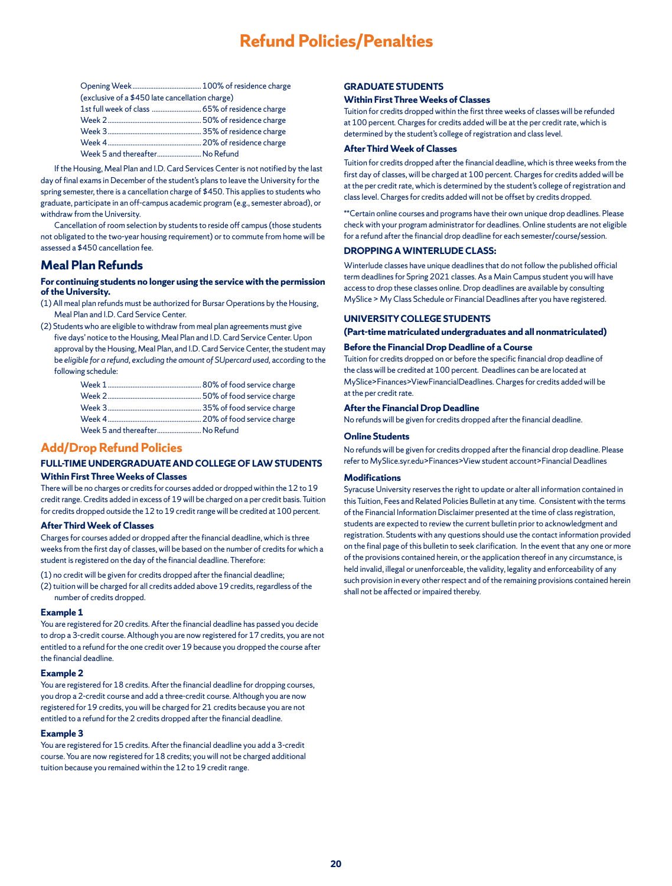# Refund Policies/Penalties

| | |
|---|---|
| Opening Week | 100% of residence charge |
| (exclusive of a $450 late cancellation charge) | |
| 1st full week of class | 65% of residence charge |
| Week 2 | 50% of residence charge |
| Week 3 | 35% of residence charge |
| Week 4 | 20% of residence charge |
| Week 5 and thereafter | No Refund |

If the Housing, Meal Plan and I.D. Card Services Center is not notified by the last day of final exams in December of the student's plans to leave the University for the spring semester, there is a cancellation charge of $450. This applies to students who graduate, participate in an off-campus academic program (e.g., semester abroad), or withdraw from the University.

Cancellation of room selection by students to reside off campus (those students not obligated to the two-year housing requirement) or to commute from home will be assessed a $450 cancellation fee.

## Meal Plan Refunds

**For continuing students no longer using the service with the permission of the University.**

(1) All meal plan refunds must be authorized for Bursar Operations by the Housing, Meal Plan and I.D. Card Service Center.

(2) Students who are eligible to withdraw from meal plan agreements must give five days' notice to the Housing, Meal Plan and I.D. Card Service Center. Upon approval by the Housing, Meal Plan, and I.D. Card Service Center, the student may be *eligible for a refund, excluding the amount of SUpercard used*, according to the following schedule:

| | |
|---|---|
| Week 1 | 80% of food service charge |
| Week 2 | 50% of food service charge |
| Week 3 | 35% of food service charge |
| Week 4 | 20% of food service charge |
| Week 5 and thereafter | No Refund |

## Add/Drop Refund Policies

### FULL-TIME UNDERGRADUATE AND COLLEGE OF LAW STUDENTS

#### Within First Three Weeks of Classes

There will be no charges or credits for courses added or dropped within the 12 to 19 credit range. Credits added in excess of 19 will be charged on a per credit basis. Tuition for credits dropped outside the 12 to 19 credit range will be credited at 100 percent.

#### After Third Week of Classes

Charges for courses added or dropped after the financial deadline, which is three weeks from the first day of classes, will be based on the number of credits for which a student is registered on the day of the financial deadline. Therefore:

(1) no credit will be given for credits dropped after the financial deadline;

(2) tuition will be charged for all credits added above 19 credits, regardless of the number of credits dropped.

#### Example 1

You are registered for 20 credits. After the financial deadline has passed you decide to drop a 3-credit course. Although you are now registered for 17 credits, you are not entitled to a refund for the one credit over 19 because you dropped the course after the financial deadline.

#### Example 2

You are registered for 18 credits. After the financial deadline for dropping courses, you drop a 2-credit course and add a three-credit course. Although you are now registered for 19 credits, you will be charged for 21 credits because you are not entitled to a refund for the 2 credits dropped after the financial deadline.

#### Example 3

You are registered for 15 credits. After the financial deadline you add a 3-credit course. You are now registered for 18 credits; you will not be charged additional tuition because you remained within the 12 to 19 credit range.

### GRADUATE STUDENTS

#### Within First Three Weeks of Classes

Tuition for credits dropped within the first three weeks of classes will be refunded at 100 percent. Charges for credits added will be at the per credit rate, which is determined by the student's college of registration and class level.

#### After Third Week of Classes

Tuition for credits dropped after the financial deadline, which is three weeks from the first day of classes, will be charged at 100 percent. Charges for credits added will be at the per credit rate, which is determined by the student's college of registration and class level. Charges for credits added will not be offset by credits dropped.

**Certain online courses and programs have their own unique drop deadlines. Please check with your program administrator for deadlines. Online students are not eligible for a refund after the financial drop deadline for each semester/course/session.

### DROPPING A WINTERLUDE CLASS:

Winterlude classes have unique deadlines that do not follow the published official term deadlines for Spring 2021 classes. As a Main Campus student you will have access to drop these classes online. Drop deadlines are available by consulting MySlice > My Class Schedule or Financial Deadlines after you have registered.

### UNIVERSITY COLLEGE STUDENTS

### (Part-time matriculated undergraduates and all nonmatriculated)

#### Before the Financial Drop Deadline of a Course

Tuition for credits dropped on or before the specific financial drop deadline of the class will be credited at 100 percent. Deadlines can be are located at MySlice>Finances>ViewFinancialDeadlines. Charges for credits added will be at the per credit rate.

#### After the Financial Drop Deadline

No refunds will be given for credits dropped after the financial deadline.

#### Online Students

No refunds will be given for credits dropped after the financial drop deadline. Please refer to MySlice.syr.edu>Finances>View student account>Financial Deadlines

#### Modifications

Syracuse University reserves the right to update or alter all information contained in this Tuition, Fees and Related Policies Bulletin at any time. Consistent with the terms of the Financial Information Disclaimer presented at the time of class registration, students are expected to review the current bulletin prior to acknowledgment and registration. Students with any questions should use the contact information provided on the final page of this bulletin to seek clarification. In the event that any one or more of the provisions contained herein, or the application thereof in any circumstance, is held invalid, illegal or unenforceable, the validity, legality and enforceability of any such provision in every other respect and of the remaining provisions contained herein shall not be affected or impaired thereby.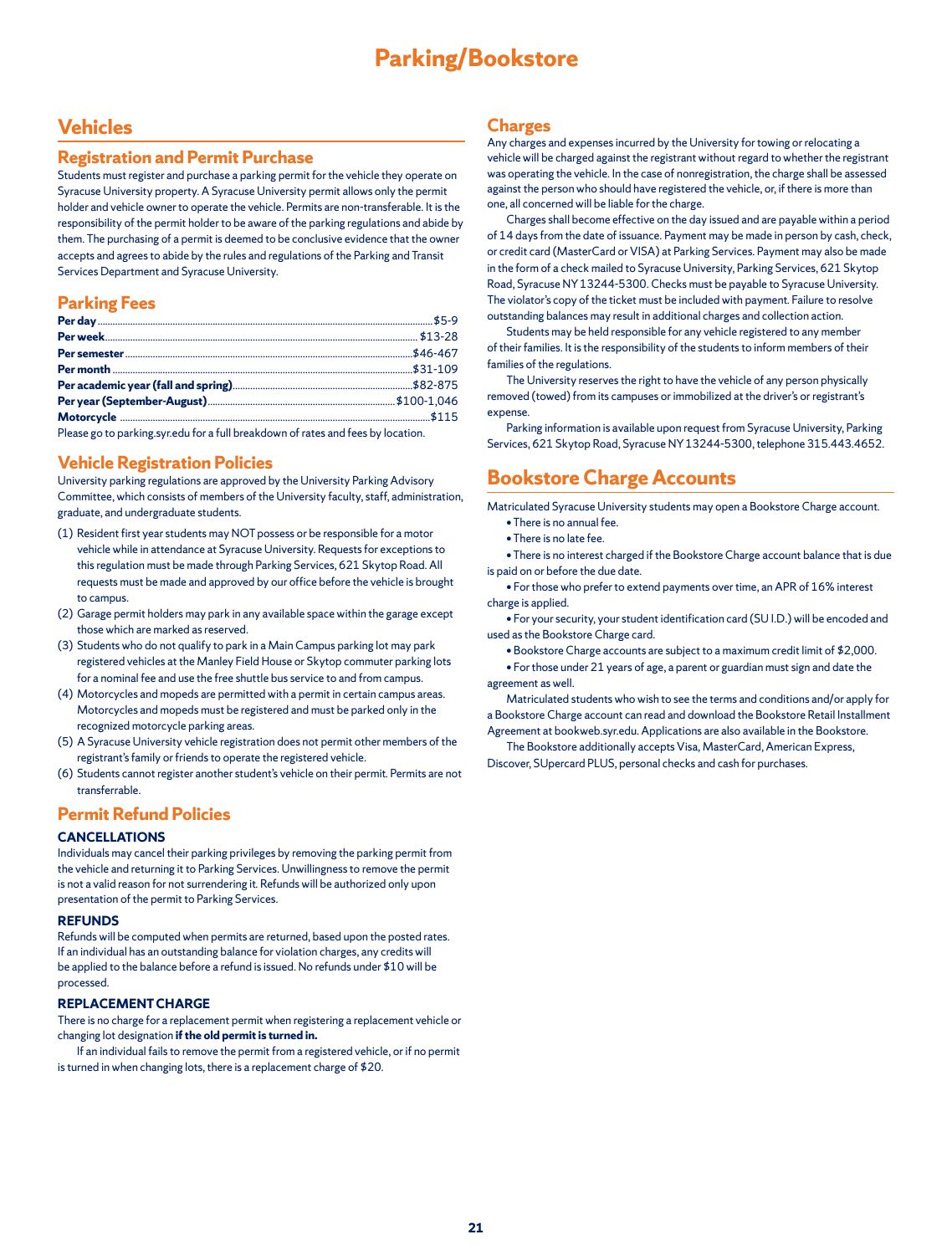# Parking/Bookstore

## Vehicles

### Registration and Permit Purchase

Students must register and purchase a parking permit for the vehicle they operate on Syracuse University property. A Syracuse University permit allows only the permit holder and vehicle owner to operate the vehicle. Permits are non-transferable. It is the responsibility of the permit holder to be aware of the parking regulations and abide by them. The purchasing of a permit is deemed to be conclusive evidence that the owner accepts and agrees to abide by the rules and regulations of the Parking and Transit Services Department and Syracuse University.

### Parking Fees

| | |
|---|---|
| **Per day** | $5-9 |
| **Per week** | $13-28 |
| **Per semester** | $46-467 |
| **Per month** | $31-109 |
| **Per academic year (fall and spring)** | $82-875 |
| **Per year (September-August)** | $100-1,046 |
| **Motorcycle** | $115 |

Please go to parking.syr.edu for a full breakdown of rates and fees by location.

### Vehicle Registration Policies

University parking regulations are approved by the University Parking Advisory Committee, which consists of members of the University faculty, staff, administration, graduate, and undergraduate students.

(1) Resident first year students may NOT possess or be responsible for a motor vehicle while in attendance at Syracuse University. Requests for exceptions to this regulation must be made through Parking Services, 621 Skytop Road. All requests must be made and approved by our office before the vehicle is brought to campus.

(2) Garage permit holders may park in any available space within the garage except those which are marked as reserved.

(3) Students who do not qualify to park in a Main Campus parking lot may park registered vehicles at the Manley Field House or Skytop commuter parking lots for a nominal fee and use the free shuttle bus service to and from campus.

(4) Motorcycles and mopeds are permitted with a permit in certain campus areas. Motorcycles and mopeds must be registered and must be parked only in the recognized motorcycle parking areas.

(5) A Syracuse University vehicle registration does not permit other members of the registrant's family or friends to operate the registered vehicle.

(6) Students cannot register another student's vehicle on their permit. Permits are not transferrable.

### Permit Refund Policies

#### CANCELLATIONS

Individuals may cancel their parking privileges by removing the parking permit from the vehicle and returning it to Parking Services. Unwillingness to remove the permit is not a valid reason for not surrendering it. Refunds will be authorized only upon presentation of the permit to Parking Services.

#### REFUNDS

Refunds will be computed when permits are returned, based upon the posted rates. If an individual has an outstanding balance for violation charges, any credits will be applied to the balance before a refund is issued. No refunds under $10 will be processed.

#### REPLACEMENT CHARGE

There is no charge for a replacement permit when registering a replacement vehicle or changing lot designation **if the old permit is turned in.**

If an individual fails to remove the permit from a registered vehicle, or if no permit is turned in when changing lots, there is a replacement charge of $20.

### Charges

Any charges and expenses incurred by the University for towing or relocating a vehicle will be charged against the registrant without regard to whether the registrant was operating the vehicle. In the case of nonregistration, the charge shall be assessed against the person who should have registered the vehicle, or, if there is more than one, all concerned will be liable for the charge.

Charges shall become effective on the day issued and are payable within a period of 14 days from the date of issuance. Payment may be made in person by cash, check, or credit card (MasterCard or VISA) at Parking Services. Payment may also be made in the form of a check mailed to Syracuse University, Parking Services, 621 Skytop Road, Syracuse NY 13244-5300. Checks must be payable to Syracuse University. The violator's copy of the ticket must be included with payment. Failure to resolve outstanding balances may result in additional charges and collection action.

Students may be held responsible for any vehicle registered to any member of their families. It is the responsibility of the students to inform members of their families of the regulations.

The University reserves the right to have the vehicle of any person physically removed (towed) from its campuses or immobilized at the driver's or registrant's expense.

Parking information is available upon request from Syracuse University, Parking Services, 621 Skytop Road, Syracuse NY 13244-5300, telephone 315.443.4652.

## Bookstore Charge Accounts

Matriculated Syracuse University students may open a Bookstore Charge account.

- There is no annual fee.
- There is no late fee.
- There is no interest charged if the Bookstore Charge account balance that is due is paid on or before the due date.
- For those who prefer to extend payments over time, an APR of 16% interest charge is applied.
- For your security, your student identification card (SU I.D.) will be encoded and used as the Bookstore Charge card.
- Bookstore Charge accounts are subject to a maximum credit limit of $2,000.
- For those under 21 years of age, a parent or guardian must sign and date the agreement as well.

Matriculated students who wish to see the terms and conditions and/or apply for a Bookstore Charge account can read and download the Bookstore Retail Installment Agreement at bookweb.syr.edu. Applications are also available in the Bookstore.

The Bookstore additionally accepts Visa, MasterCard, American Express, Discover, SUpercard PLUS, personal checks and cash for purchases.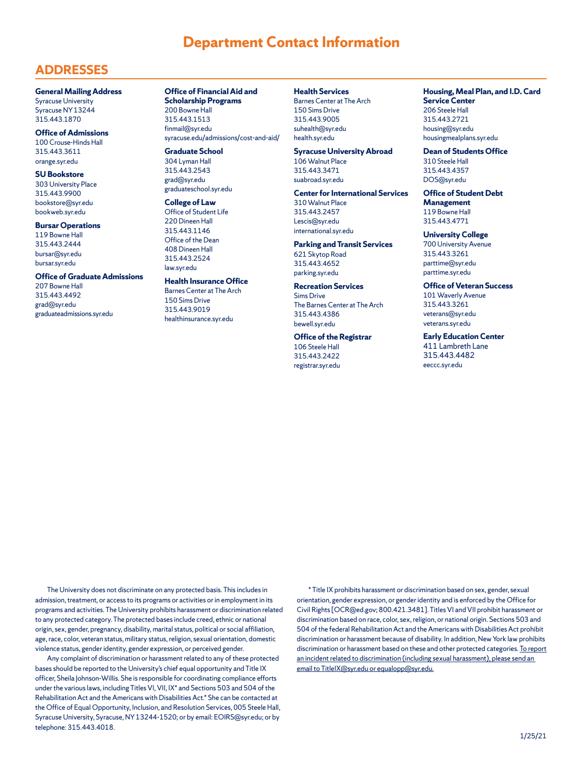# Department Contact Information

## ADDRESSES

**General Mailing Address**
Syracuse University
Syracuse NY 13244
315.443.1870

**Office of Admissions**
100 Crouse-Hinds Hall
315.443.3611
orange.syr.edu

**SU Bookstore**
303 University Place
315.443.9900
bookstore@syr.edu
bookweb.syr.edu

**Bursar Operations**
119 Bowne Hall
315.443.2444
bursar@syr.edu
bursar.syr.edu

**Office of Graduate Admissions**
207 Bowne Hall
315.443.4492
grad@syr.edu
graduateadmissions.syr.edu

**Office of Financial Aid and Scholarship Programs**
200 Bowne Hall
315.443.1513
finmail@syr.edu
syracuse.edu/admissions/cost-and-aid/

**Graduate School**
304 Lyman Hall
315.443.2543
grad@syr.edu
graduateschool.syr.edu

**College of Law**
Office of Student Life
220 Dineen Hall
315.443.1146
Office of the Dean
408 Dineen Hall
315.443.2524
law.syr.edu

**Health Insurance Office**
Barnes Center at The Arch
150 Sims Drive
315.443.9019
healthinsurance.syr.edu

**Health Services**
Barnes Center at The Arch
150 Sims Drive
315.443.9005
suhealth@syr.edu
health.syr.edu

**Syracuse University Abroad**
106 Walnut Place
315.443.3471
suabroad.syr.edu

**Center for International Services**
310 Walnut Place
315.443.2457
Lescis@syr.edu
international.syr.edu

**Parking and Transit Services**
621 Skytop Road
315.443.4652
parking.syr.edu

**Recreation Services**
Sims Drive
The Barnes Center at The Arch
315.443.4386
bewell.syr.edu

**Office of the Registrar**
106 Steele Hall
315.443.2422
registrar.syr.edu

**Housing, Meal Plan, and I.D. Card Service Center**
206 Steele Hall
315.443.2721
housing@syr.edu
housingmealplans.syr.edu

**Dean of Students Office**
310 Steele Hall
315.443.4357
DOS@syr.edu

**Office of Student Debt Management**
119 Bowne Hall
315.443.4771

**University College**
700 University Avenue
315.443.3261
parttime@syr.edu
parttime.syr.edu

**Office of Veteran Success**
101 Waverly Avenue
315.443.3261
veterans@syr.edu
veterans.syr.edu

**Early Education Center**
411 Lambreth Lane
315.443.4482
eeccc.syr.edu

The University does not discriminate on any protected basis. This includes in admission, treatment, or access to its programs or activities or in employment in its programs and activities. The University prohibits harassment or discrimination related to any protected category. The protected bases include creed, ethnic or national origin, sex, gender, pregnancy, disability, marital status, political or social affiliation, age, race, color, veteran status, military status, religion, sexual orientation, domestic violence status, gender identity, gender expression, or perceived gender.

Any complaint of discrimination or harassment related to any of these protected bases should be reported to the University's chief equal opportunity and Title IX officer, Sheila Johnson-Willis. She is responsible for coordinating compliance efforts under the various laws, including Titles VI, VII, IX* and Sections 503 and 504 of the Rehabilitation Act and the Americans with Disabilities Act.* She can be contacted at the Office of Equal Opportunity, Inclusion, and Resolution Services, 005 Steele Hall, Syracuse University, Syracuse, NY 13244-1520; or by email: EOIRS@syr.edu; or by telephone: 315.443.4018.

* Title IX prohibits harassment or discrimination based on sex, gender, sexual orientation, gender expression, or gender identity and is enforced by the Office for Civil Rights [OCR@ed.gov; 800.421.3481]. Titles VI and VII prohibit harassment or discrimination based on race, color, sex, religion, or national origin. Sections 503 and 504 of the federal Rehabilitation Act and the Americans with Disabilities Act prohibit discrimination or harassment because of disability. In addition, New York law prohibits discrimination or harassment based on these and other protected categories. To report an incident related to discrimination (including sexual harassment), please send an email to TitleIX@syr.edu or equalopp@syr.edu.

1/25/21